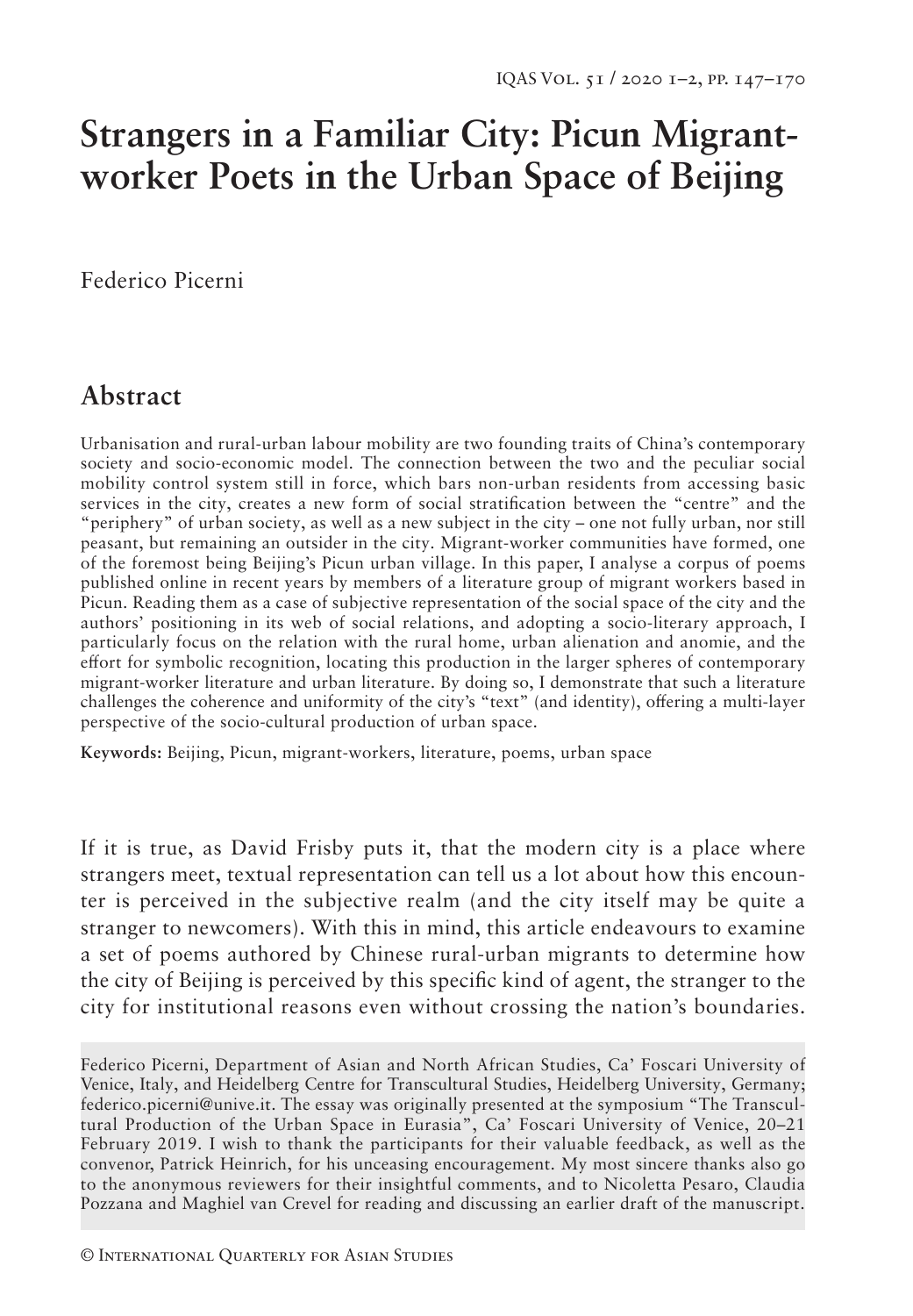# Strangers in a Familiar City: Picun Migrant-worker Poets in the Urban Space of Beijing

Federico Picerni

## Abstract

Urbanisation and rural-urban labour mobility are two founding traits of China's contemporary society and socio-economic model. The connection between the two and the peculiar social mobility control system still in force, which bars non-urban residents from accessing basic services in the city, creates a new form of social stratification between the "centre" and the "periphery" of urban society, as well as a new subject in the city – one not fully urban, nor still peasant, but remaining an outsider in the city. Migrant-worker communities have formed, one of the foremost being Beijing's Picun urban village. In this paper, I analyse a corpus of poems published online in recent years by members of a literature group of migrant workers based in Picun. Reading them as a case of subjective representation of the social space of the city and the authors' positioning in its web of social relations, and adopting a socio-literary approach, I particularly focus on the relation with the rural home, urban alienation and anomie, and the effort for symbolic recognition, locating this production in the larger spheres of contemporary migrant-worker literature and urban literature. By doing so, I demonstrate that such a literature challenges the coherence and uniformity of the city's "text" (and identity), offering a multi-layer perspective of the socio-cultural production of urban space.

**Keywords:** Beijing, Picun, migrant-workers, literature, poems, urban space

If it is true, as David Frisby puts it, that the modern city is a place where strangers meet, textual representation can tell us a lot about how this encounter is perceived in the subjective realm (and the city itself may be quite a stranger to newcomers). With this in mind, this article endeavours to examine a set of poems authored by Chinese rural-urban migrants to determine how the city of Beijing is perceived by this specific kind of agent, the stranger to the city for institutional reasons even without crossing the nation's boundaries.

Federico Picerni, Department of Asian and North African Studies, Ca' Foscari University of Venice, Italy, and Heidelberg Centre for Transcultural Studies, Heidelberg University, Germany; federico.picerni@unive.it. The essay was originally presented at the symposium "The Transcultural Production of the Urban Space in Eurasia", Ca' Foscari University of Venice, 20–21 February 2019. I wish to thank the participants for their valuable feedback, as well as the convenor, Patrick Heinrich, for his unceasing encouragement. My most sincere thanks also go to the anonymous reviewers for their insightful comments, and to Nicoletta Pesaro, Claudia Pozzana and Maghiel van Crevel for reading and discussing an earlier draft of the manuscript.

© International Quarterly for Asian Studies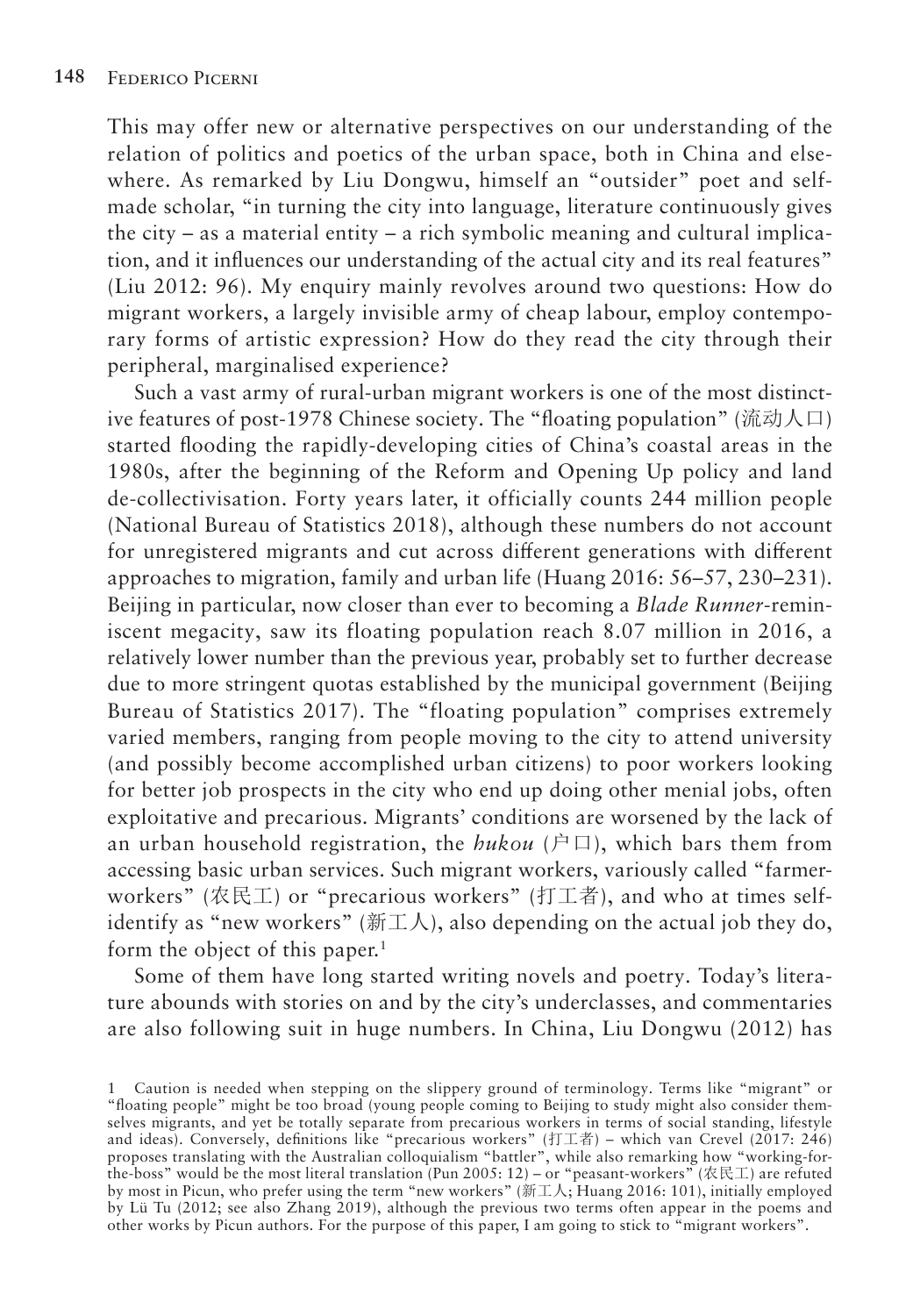This may offer new or alternative perspectives on our understanding of the relation of politics and poetics of the urban space, both in China and elsewhere. As remarked by Liu Dongwu, himself an "outsider" poet and self-made scholar, "in turning the city into language, literature continuously gives the city – as a material entity – a rich symbolic meaning and cultural implication, and it influences our understanding of the actual city and its real features" (Liu 2012: 96). My enquiry mainly revolves around two questions: How do migrant workers, a largely invisible army of cheap labour, employ contemporary forms of artistic expression? How do they read the city through their peripheral, marginalised experience?

Such a vast army of rural-urban migrant workers is one of the most distinctive features of post-1978 Chinese society. The "floating population" (流动人口) started flooding the rapidly-developing cities of China's coastal areas in the 1980s, after the beginning of the Reform and Opening Up policy and land de-collectivisation. Forty years later, it officially counts 244 million people (National Bureau of Statistics 2018), although these numbers do not account for unregistered migrants and cut across different generations with different approaches to migration, family and urban life (Huang 2016: 56–57, 230–231). Beijing in particular, now closer than ever to becoming a *Blade Runner*-reminiscent megacity, saw its floating population reach 8.07 million in 2016, a relatively lower number than the previous year, probably set to further decrease due to more stringent quotas established by the municipal government (Beijing Bureau of Statistics 2017). The "floating population" comprises extremely varied members, ranging from people moving to the city to attend university (and possibly become accomplished urban citizens) to poor workers looking for better job prospects in the city who end up doing other menial jobs, often exploitative and precarious. Migrants' conditions are worsened by the lack of an urban household registration, the *hukou* (户口), which bars them from accessing basic urban services. Such migrant workers, variously called "farmer-workers" (农民工) or "precarious workers" (打工者), and who at times self-identify as "new workers" (新工人), also depending on the actual job they do, form the object of this paper.[1]

Some of them have long started writing novels and poetry. Today's literature abounds with stories on and by the city's underclasses, and commentaries are also following suit in huge numbers. In China, Liu Dongwu (2012) has

---

1 Caution is needed when stepping on the slippery ground of terminology. Terms like "migrant" or "floating people" might be too broad (young people coming to Beijing to study might also consider themselves migrants, and yet be totally separate from precarious workers in terms of social standing, lifestyle and ideas). Conversely, definitions like "precarious workers" (打工者) – which van Crevel (2017: 246) proposes translating with the Australian colloquialism "battler", while also remarking how "working-for-the-boss" would be the most literal translation (Pun 2005: 12) – or "peasant-workers" (农民工) are refuted by most in Picun, who prefer using the term "new workers" (新工人; Huang 2016: 101), initially employed by Lü Tu (2012; see also Zhang 2019), although the previous two terms often appear in the poems and other works by Picun authors. For the purpose of this paper, I am going to stick to "migrant workers".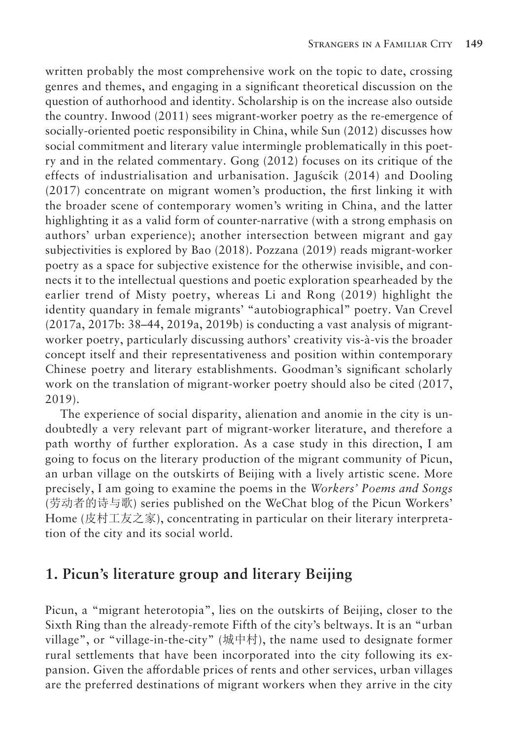written probably the most comprehensive work on the topic to date, crossing genres and themes, and engaging in a significant theoretical discussion on the question of authorhood and identity. Scholarship is on the increase also outside the country. Inwood (2011) sees migrant-worker poetry as the re-emergence of socially-oriented poetic responsibility in China, while Sun (2012) discusses how social commitment and literary value intermingle problematically in this poetry and in the related commentary. Gong (2012) focuses on its critique of the effects of industrialisation and urbanisation. Jaguścik (2014) and Dooling (2017) concentrate on migrant women's production, the first linking it with the broader scene of contemporary women's writing in China, and the latter highlighting it as a valid form of counter-narrative (with a strong emphasis on authors' urban experience); another intersection between migrant and gay subjectivities is explored by Bao (2018). Pozzana (2019) reads migrant-worker poetry as a space for subjective existence for the otherwise invisible, and connects it to the intellectual questions and poetic exploration spearheaded by the earlier trend of Misty poetry, whereas Li and Rong (2019) highlight the identity quandary in female migrants' "autobiographical" poetry. Van Crevel (2017a, 2017b: 38–44, 2019a, 2019b) is conducting a vast analysis of migrant-worker poetry, particularly discussing authors' creativity vis-à-vis the broader concept itself and their representativeness and position within contemporary Chinese poetry and literary establishments. Goodman's significant scholarly work on the translation of migrant-worker poetry should also be cited (2017, 2019).

The experience of social disparity, alienation and anomie in the city is undoubtedly a very relevant part of migrant-worker literature, and therefore a path worthy of further exploration. As a case study in this direction, I am going to focus on the literary production of the migrant community of Picun, an urban village on the outskirts of Beijing with a lively artistic scene. More precisely, I am going to examine the poems in the *Workers' Poems and Songs* (劳动者的诗与歌) series published on the WeChat blog of the Picun Workers' Home (皮村工友之家), concentrating in particular on their literary interpretation of the city and its social world.

## 1. Picun's literature group and literary Beijing

Picun, a "migrant heterotopia", lies on the outskirts of Beijing, closer to the Sixth Ring than the already-remote Fifth of the city's beltways. It is an "urban village", or "village-in-the-city" (城中村), the name used to designate former rural settlements that have been incorporated into the city following its expansion. Given the affordable prices of rents and other services, urban villages are the preferred destinations of migrant workers when they arrive in the city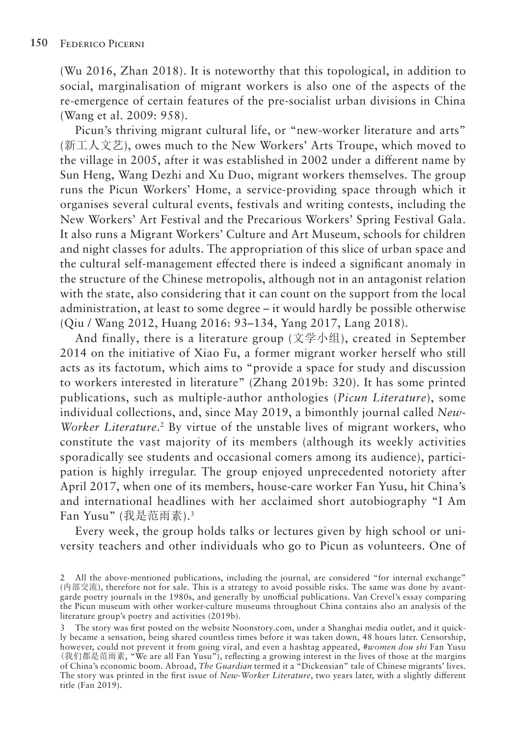(Wu 2016, Zhan 2018). It is noteworthy that this topological, in addition to social, marginalisation of migrant workers is also one of the aspects of the re-emergence of certain features of the pre-socialist urban divisions in China (Wang et al. 2009: 958).

Picun's thriving migrant cultural life, or "new-worker literature and arts" (新工人文艺), owes much to the New Workers' Arts Troupe, which moved to the village in 2005, after it was established in 2002 under a different name by Sun Heng, Wang Dezhi and Xu Duo, migrant workers themselves. The group runs the Picun Workers' Home, a service-providing space through which it organises several cultural events, festivals and writing contests, including the New Workers' Art Festival and the Precarious Workers' Spring Festival Gala. It also runs a Migrant Workers' Culture and Art Museum, schools for children and night classes for adults. The appropriation of this slice of urban space and the cultural self-management effected there is indeed a significant anomaly in the structure of the Chinese metropolis, although not in an antagonist relation with the state, also considering that it can count on the support from the local administration, at least to some degree – it would hardly be possible otherwise (Qiu / Wang 2012, Huang 2016: 93–134, Yang 2017, Lang 2018).

And finally, there is a literature group (文学小组), created in September 2014 on the initiative of Xiao Fu, a former migrant worker herself who still acts as its factotum, which aims to "provide a space for study and discussion to workers interested in literature" (Zhang 2019b: 320). It has some printed publications, such as multiple-author anthologies (*Picun Literature*), some individual collections, and, since May 2019, a bimonthly journal called *New-Worker Literature*.[2] By virtue of the unstable lives of migrant workers, who constitute the vast majority of its members (although its weekly activities sporadically see students and occasional comers among its audience), participation is highly irregular. The group enjoyed unprecedented notoriety after April 2017, when one of its members, house-care worker Fan Yusu, hit China's and international headlines with her acclaimed short autobiography "I Am Fan Yusu" (我是范雨素).[3]

Every week, the group holds talks or lectures given by high school or university teachers and other individuals who go to Picun as volunteers. One of

---

2 All the above-mentioned publications, including the journal, are considered "for internal exchange" (内部交流), therefore not for sale. This is a strategy to avoid possible risks. The same was done by avant-garde poetry journals in the 1980s, and generally by unofficial publications. Van Crevel's essay comparing the Picun museum with other worker-culture museums throughout China contains also an analysis of the literature group's poetry and activities (2019b).

3 The story was first posted on the website Noonstory.com, under a Shanghai media outlet, and it quickly became a sensation, being shared countless times before it was taken down, 48 hours later. Censorship, however, could not prevent it from going viral, and even a hashtag appeared, #*women dou shi* Fan Yusu (我们都是范雨素, "We are all Fan Yusu"), reflecting a growing interest in the lives of those at the margins of China's economic boom. Abroad, *The Guardian* termed it a "Dickensian" tale of Chinese migrants' lives. The story was printed in the first issue of *New-Worker Literature*, two years later, with a slightly different title (Fan 2019).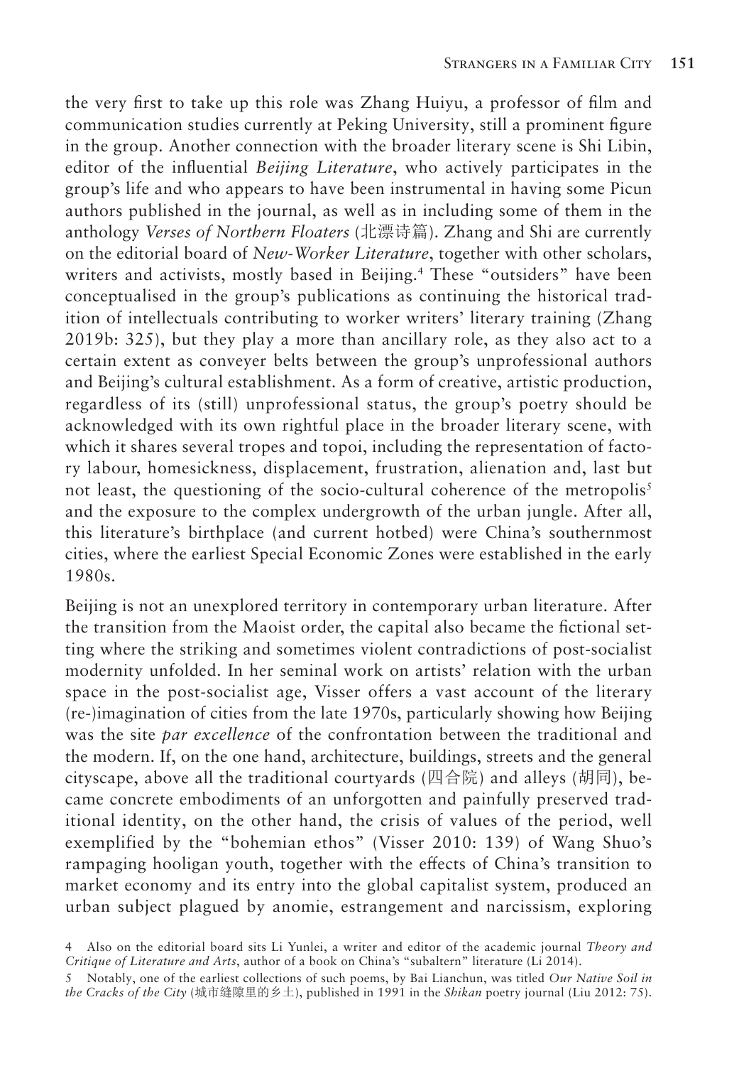the very first to take up this role was Zhang Huiyu, a professor of film and communication studies currently at Peking University, still a prominent figure in the group. Another connection with the broader literary scene is Shi Libin, editor of the influential *Beijing Literature*, who actively participates in the group's life and who appears to have been instrumental in having some Picun authors published in the journal, as well as in including some of them in the anthology *Verses of Northern Floaters* (北漂诗篇). Zhang and Shi are currently on the editorial board of *New-Worker Literature*, together with other scholars, writers and activists, mostly based in Beijing.[4] These "outsiders" have been conceptualised in the group's publications as continuing the historical tradition of intellectuals contributing to worker writers' literary training (Zhang 2019b: 325), but they play a more than ancillary role, as they also act to a certain extent as conveyer belts between the group's unprofessional authors and Beijing's cultural establishment. As a form of creative, artistic production, regardless of its (still) unprofessional status, the group's poetry should be acknowledged with its own rightful place in the broader literary scene, with which it shares several tropes and topoi, including the representation of factory labour, homesickness, displacement, frustration, alienation and, last but not least, the questioning of the socio-cultural coherence of the metropolis[5] and the exposure to the complex undergrowth of the urban jungle. After all, this literature's birthplace (and current hotbed) were China's southernmost cities, where the earliest Special Economic Zones were established in the early 1980s.

Beijing is not an unexplored territory in contemporary urban literature. After the transition from the Maoist order, the capital also became the fictional setting where the striking and sometimes violent contradictions of post-socialist modernity unfolded. In her seminal work on artists' relation with the urban space in the post-socialist age, Visser offers a vast account of the literary (re-)imagination of cities from the late 1970s, particularly showing how Beijing was the site *par excellence* of the confrontation between the traditional and the modern. If, on the one hand, architecture, buildings, streets and the general cityscape, above all the traditional courtyards (四合院) and alleys (胡同), became concrete embodiments of an unforgotten and painfully preserved traditional identity, on the other hand, the crisis of values of the period, well exemplified by the "bohemian ethos" (Visser 2010: 139) of Wang Shuo's rampaging hooligan youth, together with the effects of China's transition to market economy and its entry into the global capitalist system, produced an urban subject plagued by anomie, estrangement and narcissism, exploring

4 Also on the editorial board sits Li Yunlei, a writer and editor of the academic journal *Theory and Critique of Literature and Arts*, author of a book on China's "subaltern" literature (Li 2014).

5 Notably, one of the earliest collections of such poems, by Bai Lianchun, was titled *Our Native Soil in the Cracks of the City* (城市缝隙里的乡土), published in 1991 in the *Shikan* poetry journal (Liu 2012: 75).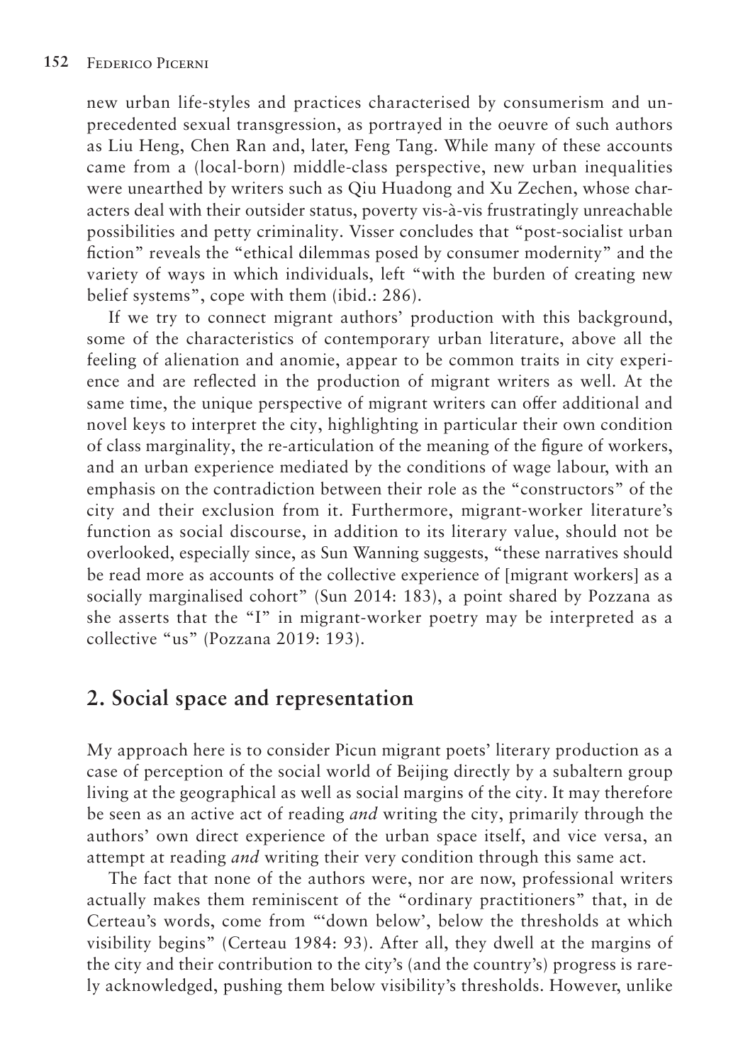new urban life-styles and practices characterised by consumerism and unprecedented sexual transgression, as portrayed in the oeuvre of such authors as Liu Heng, Chen Ran and, later, Feng Tang. While many of these accounts came from a (local-born) middle-class perspective, new urban inequalities were unearthed by writers such as Qiu Huadong and Xu Zechen, whose characters deal with their outsider status, poverty vis-à-vis frustratingly unreachable possibilities and petty criminality. Visser concludes that "post-socialist urban fiction" reveals the "ethical dilemmas posed by consumer modernity" and the variety of ways in which individuals, left "with the burden of creating new belief systems", cope with them (ibid.: 286).

If we try to connect migrant authors' production with this background, some of the characteristics of contemporary urban literature, above all the feeling of alienation and anomie, appear to be common traits in city experience and are reflected in the production of migrant writers as well. At the same time, the unique perspective of migrant writers can offer additional and novel keys to interpret the city, highlighting in particular their own condition of class marginality, the re-articulation of the meaning of the figure of workers, and an urban experience mediated by the conditions of wage labour, with an emphasis on the contradiction between their role as the "constructors" of the city and their exclusion from it. Furthermore, migrant-worker literature's function as social discourse, in addition to its literary value, should not be overlooked, especially since, as Sun Wanning suggests, "these narratives should be read more as accounts of the collective experience of [migrant workers] as a socially marginalised cohort" (Sun 2014: 183), a point shared by Pozzana as she asserts that the "I" in migrant-worker poetry may be interpreted as a collective "us" (Pozzana 2019: 193).

## 2. Social space and representation

My approach here is to consider Picun migrant poets' literary production as a case of perception of the social world of Beijing directly by a subaltern group living at the geographical as well as social margins of the city. It may therefore be seen as an active act of reading *and* writing the city, primarily through the authors' own direct experience of the urban space itself, and vice versa, an attempt at reading *and* writing their very condition through this same act.

The fact that none of the authors were, nor are now, professional writers actually makes them reminiscent of the "ordinary practitioners" that, in de Certeau's words, come from "'down below', below the thresholds at which visibility begins" (Certeau 1984: 93). After all, they dwell at the margins of the city and their contribution to the city's (and the country's) progress is rarely acknowledged, pushing them below visibility's thresholds. However, unlike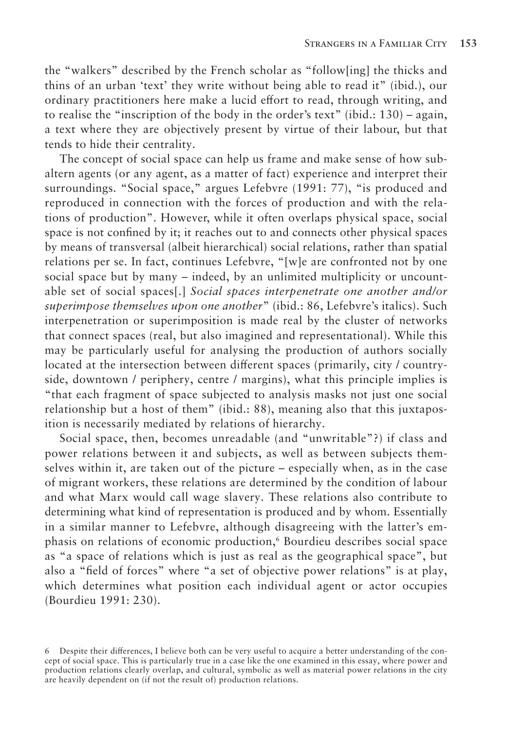the "walkers" described by the French scholar as "follow[ing] the thicks and thins of an urban 'text' they write without being able to read it" (ibid.), our ordinary practitioners here make a lucid effort to read, through writing, and to realise the "inscription of the body in the order's text" (ibid.: 130) – again, a text where they are objectively present by virtue of their labour, but that tends to hide their centrality.

The concept of social space can help us frame and make sense of how subaltern agents (or any agent, as a matter of fact) experience and interpret their surroundings. "Social space," argues Lefebvre (1991: 77), "is produced and reproduced in connection with the forces of production and with the relations of production". However, while it often overlaps physical space, social space is not confined by it; it reaches out to and connects other physical spaces by means of transversal (albeit hierarchical) social relations, rather than spatial relations per se. In fact, continues Lefebvre, "[w]e are confronted not by one social space but by many – indeed, by an unlimited multiplicity or uncountable set of social spaces[.] *Social spaces interpenetrate one another and/or superimpose themselves upon one another*" (ibid.: 86, Lefebvre's italics). Such interpenetration or superimposition is made real by the cluster of networks that connect spaces (real, but also imagined and representational). While this may be particularly useful for analysing the production of authors socially located at the intersection between different spaces (primarily, city / countryside, downtown / periphery, centre / margins), what this principle implies is "that each fragment of space subjected to analysis masks not just one social relationship but a host of them" (ibid.: 88), meaning also that this juxtaposition is necessarily mediated by relations of hierarchy.

Social space, then, becomes unreadable (and "unwritable"?) if class and power relations between it and subjects, as well as between subjects themselves within it, are taken out of the picture – especially when, as in the case of migrant workers, these relations are determined by the condition of labour and what Marx would call wage slavery. These relations also contribute to determining what kind of representation is produced and by whom. Essentially in a similar manner to Lefebvre, although disagreeing with the latter's emphasis on relations of economic production,[6] Bourdieu describes social space as "a space of relations which is just as real as the geographical space", but also a "field of forces" where "a set of objective power relations" is at play, which determines what position each individual agent or actor occupies (Bourdieu 1991: 230).

6 Despite their differences, I believe both can be very useful to acquire a better understanding of the concept of social space. This is particularly true in a case like the one examined in this essay, where power and production relations clearly overlap, and cultural, symbolic as well as material power relations in the city are heavily dependent on (if not the result of) production relations.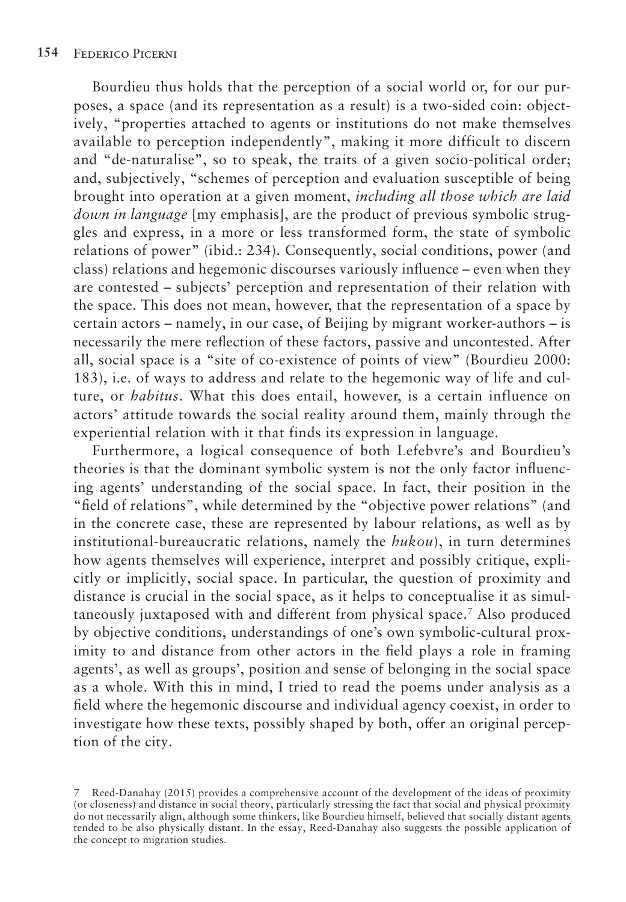Bourdieu thus holds that the perception of a social world or, for our purposes, a space (and its representation as a result) is a two-sided coin: objectively, "properties attached to agents or institutions do not make themselves available to perception independently", making it more difficult to discern and "de-naturalise", so to speak, the traits of a given socio-political order; and, subjectively, "schemes of perception and evaluation susceptible of being brought into operation at a given moment, *including all those which are laid down in language* [my emphasis], are the product of previous symbolic struggles and express, in a more or less transformed form, the state of symbolic relations of power" (ibid.: 234). Consequently, social conditions, power (and class) relations and hegemonic discourses variously influence – even when they are contested – subjects' perception and representation of their relation with the space. This does not mean, however, that the representation of a space by certain actors – namely, in our case, of Beijing by migrant worker-authors – is necessarily the mere reflection of these factors, passive and uncontested. After all, social space is a "site of co-existence of points of view" (Bourdieu 2000: 183), i.e. of ways to address and relate to the hegemonic way of life and culture, or *habitus*. What this does entail, however, is a certain influence on actors' attitude towards the social reality around them, mainly through the experiential relation with it that finds its expression in language.

Furthermore, a logical consequence of both Lefebvre's and Bourdieu's theories is that the dominant symbolic system is not the only factor influencing agents' understanding of the social space. In fact, their position in the "field of relations", while determined by the "objective power relations" (and in the concrete case, these are represented by labour relations, as well as by institutional-bureaucratic relations, namely the *hukou*), in turn determines how agents themselves will experience, interpret and possibly critique, explicitly or implicitly, social space. In particular, the question of proximity and distance is crucial in the social space, as it helps to conceptualise it as simultaneously juxtaposed with and different from physical space.[7] Also produced by objective conditions, understandings of one's own symbolic-cultural proximity to and distance from other actors in the field plays a role in framing agents', as well as groups', position and sense of belonging in the social space as a whole. With this in mind, I tried to read the poems under analysis as a field where the hegemonic discourse and individual agency coexist, in order to investigate how these texts, possibly shaped by both, offer an original perception of the city.

7 Reed-Danahay (2015) provides a comprehensive account of the development of the ideas of proximity (or closeness) and distance in social theory, particularly stressing the fact that social and physical proximity do not necessarily align, although some thinkers, like Bourdieu himself, believed that socially distant agents tended to be also physically distant. In the essay, Reed-Danahay also suggests the possible application of the concept to migration studies.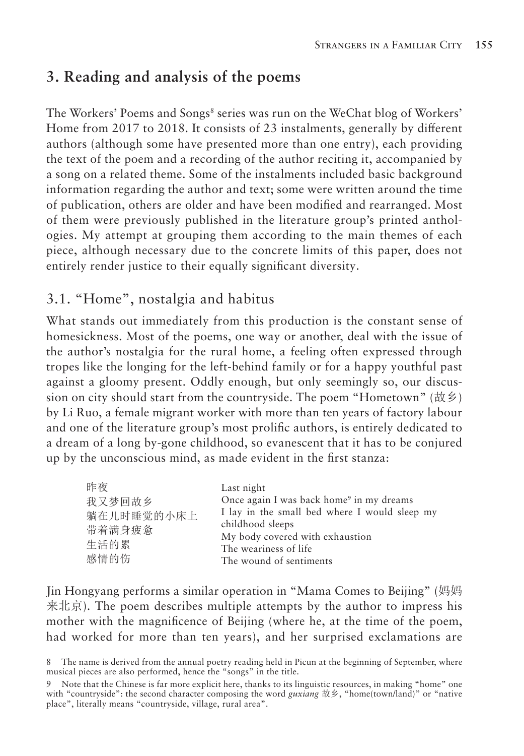## 3. Reading and analysis of the poems

The Workers' Poems and Songs[8] series was run on the WeChat blog of Workers' Home from 2017 to 2018. It consists of 23 instalments, generally by different authors (although some have presented more than one entry), each providing the text of the poem and a recording of the author reciting it, accompanied by a song on a related theme. Some of the instalments included basic background information regarding the author and text; some were written around the time of publication, others are older and have been modified and rearranged. Most of them were previously published in the literature group's printed anthologies. My attempt at grouping them according to the main themes of each piece, although necessary due to the concrete limits of this paper, does not entirely render justice to their equally significant diversity.

### 3.1. "Home", nostalgia and habitus

What stands out immediately from this production is the constant sense of homesickness. Most of the poems, one way or another, deal with the issue of the author's nostalgia for the rural home, a feeling often expressed through tropes like the longing for the left-behind family or for a happy youthful past against a gloomy present. Oddly enough, but only seemingly so, our discussion on city should start from the countryside. The poem "Hometown" (故乡) by Li Ruo, a female migrant worker with more than ten years of factory labour and one of the literature group's most prolific authors, is entirely dedicated to a dream of a long by-gone childhood, so evanescent that it has to be conjured up by the unconscious mind, as made evident in the first stanza:

| | |
|---|---|
| 昨夜 | Last night |
| 我又梦回故乡 | Once again I was back home[9] in my dreams |
| 躺在儿时睡觉的小床上 | I lay in the small bed where I would sleep my childhood sleeps |
| 带着满身疲惫 | My body covered with exhaustion |
| 生活的累 | The weariness of life |
| 感情的伤 | The wound of sentiments |

Jin Hongyang performs a similar operation in "Mama Comes to Beijing" (妈妈来北京). The poem describes multiple attempts by the author to impress his mother with the magnificence of Beijing (where he, at the time of the poem, had worked for more than ten years), and her surprised exclamations are

8 The name is derived from the annual poetry reading held in Picun at the beginning of September, where musical pieces are also performed, hence the "songs" in the title.

9 Note that the Chinese is far more explicit here, thanks to its linguistic resources, in making "home" one with "countryside": the second character composing the word *guxiang* 故乡, "home(town/land)" or "native place", literally means "countryside, village, rural area".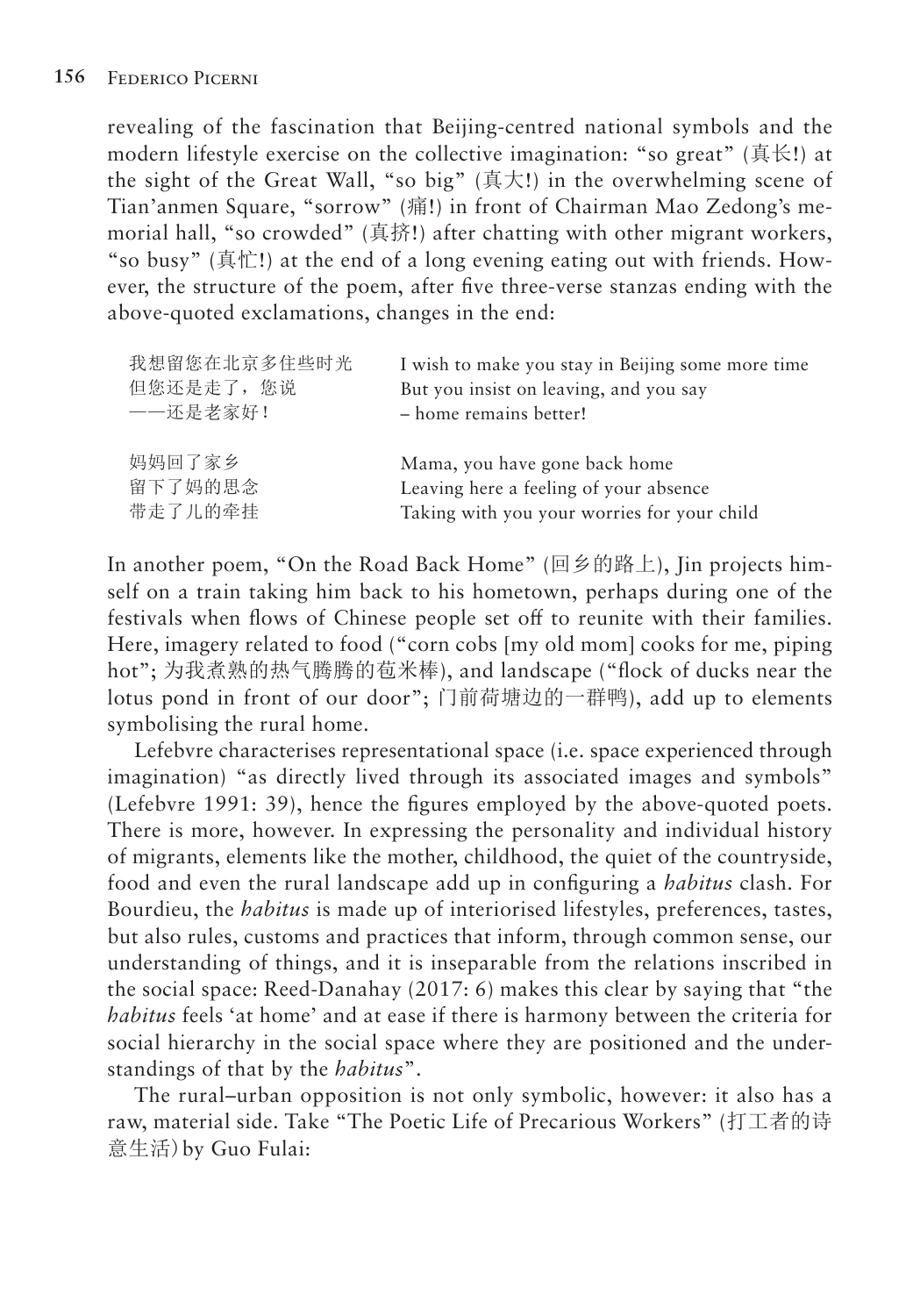revealing of the fascination that Beijing-centred national symbols and the modern lifestyle exercise on the collective imagination: "so great" (真长!) at the sight of the Great Wall, "so big" (真大!) in the overwhelming scene of Tian'anmen Square, "sorrow" (痛!) in front of Chairman Mao Zedong's memorial hall, "so crowded" (真挤!) after chatting with other migrant workers, "so busy" (真忙!) at the end of a long evening eating out with friends. However, the structure of the poem, after five three-verse stanzas ending with the above-quoted exclamations, changes in the end:

| | |
|---|---|
| 我想留您在北京多住些时光 | I wish to make you stay in Beijing some more time |
| 但您还是走了，您说 | But you insist on leaving, and you say |
| ——还是老家好！ | – home remains better! |
| | |
| 妈妈回了家乡 | Mama, you have gone back home |
| 留下了妈的思念 | Leaving here a feeling of your absence |
| 带走了儿的牵挂 | Taking with you your worries for your child |

In another poem, "On the Road Back Home" (回乡的路上), Jin projects himself on a train taking him back to his hometown, perhaps during one of the festivals when flows of Chinese people set off to reunite with their families. Here, imagery related to food ("corn cobs [my old mom] cooks for me, piping hot"; 为我煮熟的热气腾腾的苞米棒), and landscape ("flock of ducks near the lotus pond in front of our door"; 门前荷塘边的一群鸭), add up to elements symbolising the rural home.

Lefebvre characterises representational space (i.e. space experienced through imagination) "as directly lived through its associated images and symbols" (Lefebvre 1991: 39), hence the figures employed by the above-quoted poets. There is more, however. In expressing the personality and individual history of migrants, elements like the mother, childhood, the quiet of the countryside, food and even the rural landscape add up in configuring a *habitus* clash. For Bourdieu, the *habitus* is made up of interiorised lifestyles, preferences, tastes, but also rules, customs and practices that inform, through common sense, our understanding of things, and it is inseparable from the relations inscribed in the social space: Reed-Danahay (2017: 6) makes this clear by saying that "the *habitus* feels 'at home' and at ease if there is harmony between the criteria for social hierarchy in the social space where they are positioned and the understandings of that by the *habitus*".

The rural–urban opposition is not only symbolic, however: it also has a raw, material side. Take "The Poetic Life of Precarious Workers" (打工者的诗意生活) by Guo Fulai: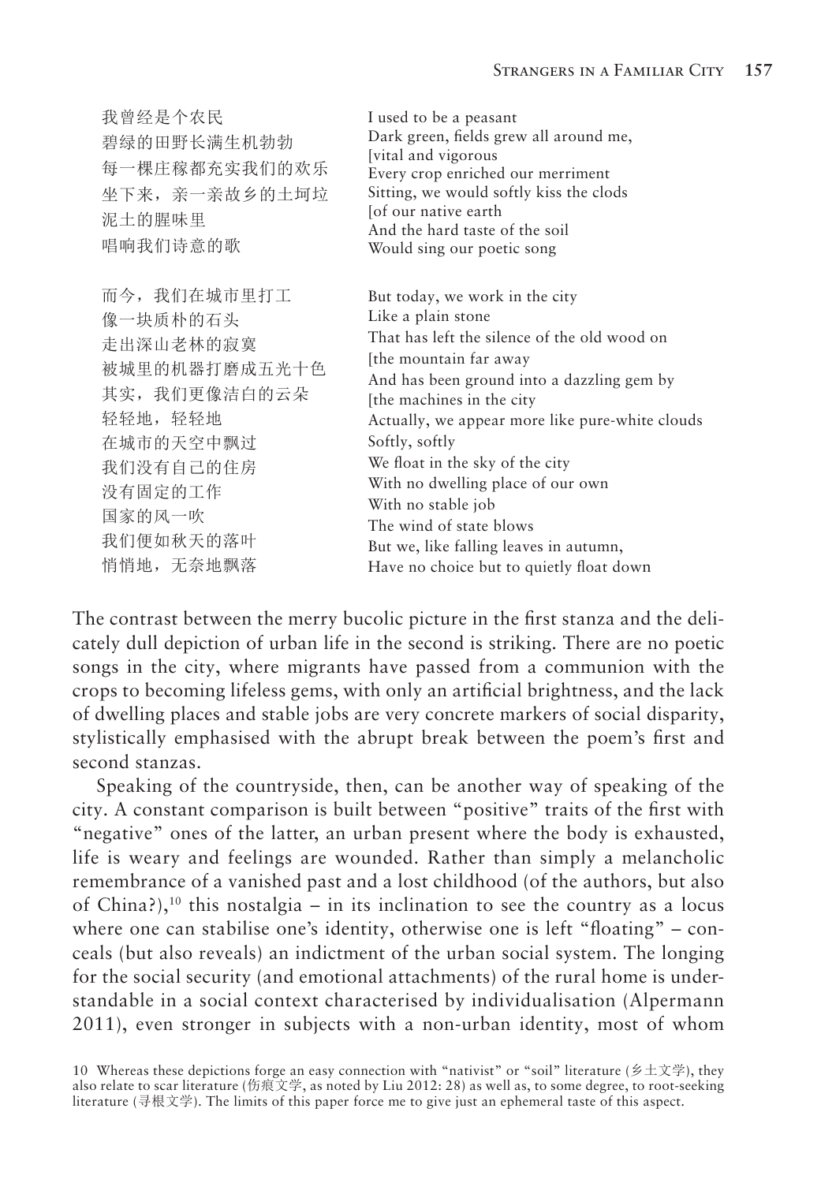| | |
|---|---|
| 我曾经是个农民 | I used to be a peasant |
| 碧绿的田野长满生机勃勃 | Dark green, fields grew all around me, [vital and vigorous |
| 每一棵庄稼都充实我们的欢乐 | Every crop enriched our merriment |
| 坐下来，亲一亲故乡的土坷垃 | Sitting, we would softly kiss the clods [of our native earth |
| 泥土的腥味里 | And the hard taste of the soil |
| 唱响我们诗意的歌 | Would sing our poetic song |
| | |
| 而今，我们在城市里打工 | But today, we work in the city |
| 像一块质朴的石头 | Like a plain stone |
| 走出深山老林的寂寞 | That has left the silence of the old wood on [the mountain far away |
| 被城里的机器打磨成五光十色 | And has been ground into a dazzling gem by [the machines in the city |
| 其实，我们更像洁白的云朵 | Actually, we appear more like pure-white clouds |
| 轻轻地，轻轻地 | Softly, softly |
| 在城市的天空中飘过 | We float in the sky of the city |
| 我们没有自己的住房 | With no dwelling place of our own |
| 没有固定的工作 | With no stable job |
| 国家的风一吹 | The wind of state blows |
| 我们便如秋天的落叶 | But we, like falling leaves in autumn, |
| 悄悄地，无奈地飘落 | Have no choice but to quietly float down |

The contrast between the merry bucolic picture in the first stanza and the delicately dull depiction of urban life in the second is striking. There are no poetic songs in the city, where migrants have passed from a communion with the crops to becoming lifeless gems, with only an artificial brightness, and the lack of dwelling places and stable jobs are very concrete markers of social disparity, stylistically emphasised with the abrupt break between the poem's first and second stanzas.

Speaking of the countryside, then, can be another way of speaking of the city. A constant comparison is built between "positive" traits of the first with "negative" ones of the latter, an urban present where the body is exhausted, life is weary and feelings are wounded. Rather than simply a melancholic remembrance of a vanished past and a lost childhood (of the authors, but also of China?),[10] this nostalgia – in its inclination to see the country as a locus where one can stabilise one's identity, otherwise one is left "floating" – conceals (but also reveals) an indictment of the urban social system. The longing for the social security (and emotional attachments) of the rural home is understandable in a social context characterised by individualisation (Alpermann 2011), even stronger in subjects with a non-urban identity, most of whom

10 Whereas these depictions forge an easy connection with "nativist" or "soil" literature (乡土文学), they also relate to scar literature (伤痕文学, as noted by Liu 2012: 28) as well as, to some degree, to root-seeking literature (寻根文学). The limits of this paper force me to give just an ephemeral taste of this aspect.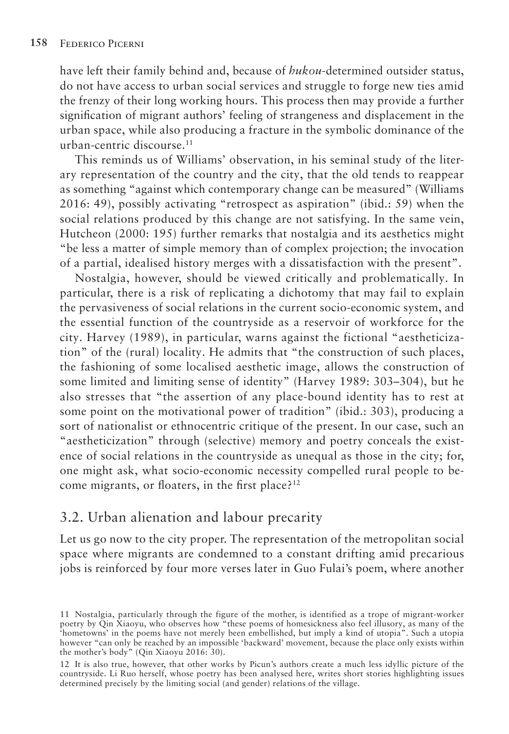have left their family behind and, because of *hukou*-determined outsider status, do not have access to urban social services and struggle to forge new ties amid the frenzy of their long working hours. This process then may provide a further signification of migrant authors' feeling of strangeness and displacement in the urban space, while also producing a fracture in the symbolic dominance of the urban-centric discourse.[11]

This reminds us of Williams' observation, in his seminal study of the literary representation of the country and the city, that the old tends to reappear as something "against which contemporary change can be measured" (Williams 2016: 49), possibly activating "retrospect as aspiration" (ibid.: 59) when the social relations produced by this change are not satisfying. In the same vein, Hutcheon (2000: 195) further remarks that nostalgia and its aesthetics might "be less a matter of simple memory than of complex projection; the invocation of a partial, idealised history merges with a dissatisfaction with the present".

Nostalgia, however, should be viewed critically and problematically. In particular, there is a risk of replicating a dichotomy that may fail to explain the pervasiveness of social relations in the current socio-economic system, and the essential function of the countryside as a reservoir of workforce for the city. Harvey (1989), in particular, warns against the fictional "aestheticization" of the (rural) locality. He admits that "the construction of such places, the fashioning of some localised aesthetic image, allows the construction of some limited and limiting sense of identity" (Harvey 1989: 303–304), but he also stresses that "the assertion of any place-bound identity has to rest at some point on the motivational power of tradition" (ibid.: 303), producing a sort of nationalist or ethnocentric critique of the present. In our case, such an "aestheticization" through (selective) memory and poetry conceals the existence of social relations in the countryside as unequal as those in the city; for, one might ask, what socio-economic necessity compelled rural people to become migrants, or floaters, in the first place?[12]

## 3.2. Urban alienation and labour precarity

Let us go now to the city proper. The representation of the metropolitan social space where migrants are condemned to a constant drifting amid precarious jobs is reinforced by four more verses later in Guo Fulai's poem, where another

11 Nostalgia, particularly through the figure of the mother, is identified as a trope of migrant-worker poetry by Qin Xiaoyu, who observes how "these poems of homesickness also feel illusory, as many of the 'hometowns' in the poems have not merely been embellished, but imply a kind of utopia". Such a utopia however "can only be reached by an impossible 'backward' movement, because the place only exists within the mother's body" (Qin Xiaoyu 2016: 30).

12 It is also true, however, that other works by Picun's authors create a much less idyllic picture of the countryside. Li Ruo herself, whose poetry has been analysed here, writes short stories highlighting issues determined precisely by the limiting social (and gender) relations of the village.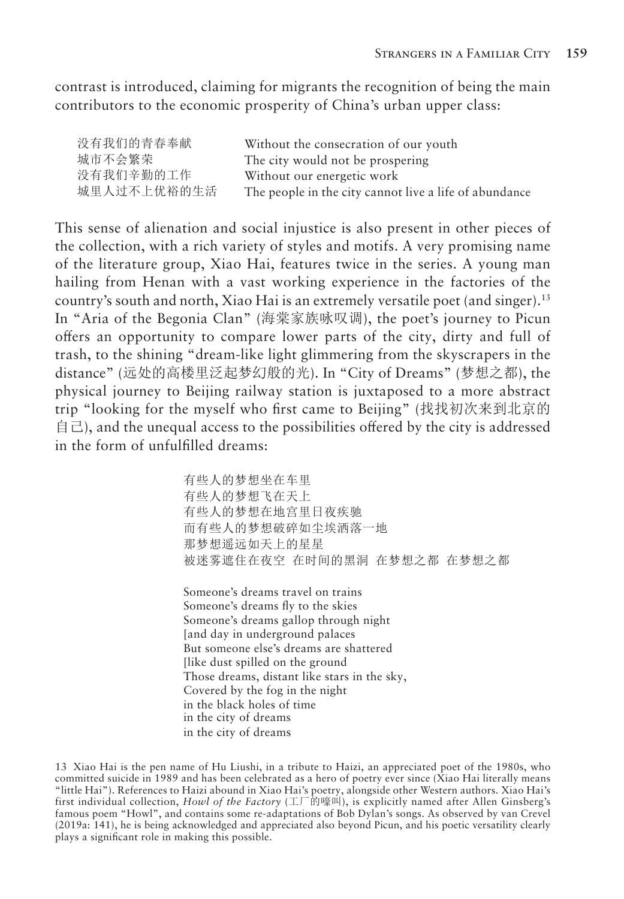contrast is introduced, claiming for migrants the recognition of being the main contributors to the economic prosperity of China's urban upper class:

| | |
|---|---|
| 没有我们的青春奉献 | Without the consecration of our youth |
| 城市不会繁荣 | The city would not be prospering |
| 没有我们辛勤的工作 | Without our energetic work |
| 城里人过不上优裕的生活 | The people in the city cannot live a life of abundance |

This sense of alienation and social injustice is also present in other pieces of the collection, with a rich variety of styles and motifs. A very promising name of the literature group, Xiao Hai, features twice in the series. A young man hailing from Henan with a vast working experience in the factories of the country's south and north, Xiao Hai is an extremely versatile poet (and singer).[13] In "Aria of the Begonia Clan" (海棠家族咏叹调), the poet's journey to Picun offers an opportunity to compare lower parts of the city, dirty and full of trash, to the shining "dream-like light glimmering from the skyscrapers in the distance" (远处的高楼里泛起梦幻般的光). In "City of Dreams" (梦想之都), the physical journey to Beijing railway station is juxtaposed to a more abstract trip "looking for the myself who first came to Beijing" (找找初次来到北京的自己), and the unequal access to the possibilities offered by the city is addressed in the form of unfulfilled dreams:

有些人的梦想坐在车里
有些人的梦想飞在天上
有些人的梦想在地宫里日夜疾驰
而有些人的梦想破碎如尘埃洒落一地
那梦想遥远如天上的星星
被迷雾遮住在夜空　在时间的黑洞　在梦想之都　在梦想之都

Someone's dreams travel on trains
Someone's dreams fly to the skies
Someone's dreams gallop through night
[and day in underground palaces
But someone else's dreams are shattered
[like dust spilled on the ground
Those dreams, distant like stars in the sky,
Covered by the fog in the night
in the black holes of time
in the city of dreams
in the city of dreams

13 Xiao Hai is the pen name of Hu Liushi, in a tribute to Haizi, an appreciated poet of the 1980s, who committed suicide in 1989 and has been celebrated as a hero of poetry ever since (Xiao Hai literally means "little Hai"). References to Haizi abound in Xiao Hai's poetry, alongside other Western authors. Xiao Hai's first individual collection, *Howl of the Factory* (工厂的嚎叫), is explicitly named after Allen Ginsberg's famous poem "Howl", and contains some re-adaptations of Bob Dylan's songs. As observed by van Crevel (2019a: 141), he is being acknowledged and appreciated also beyond Picun, and his poetic versatility clearly plays a significant role in making this possible.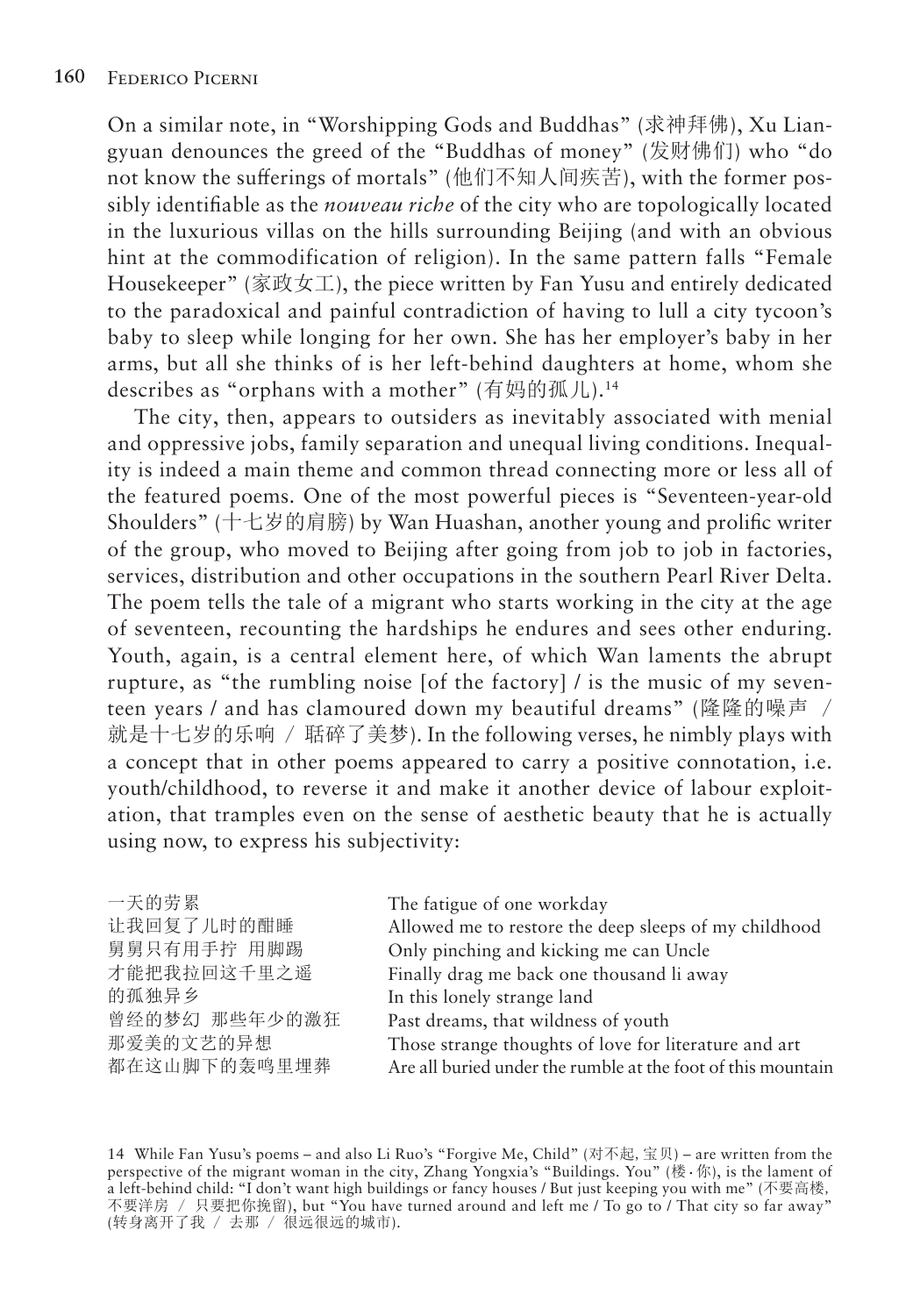On a similar note, in "Worshipping Gods and Buddhas" (求神拜佛), Xu Liangyuan denounces the greed of the "Buddhas of money" (发财佛们) who "do not know the sufferings of mortals" (他们不知人间疾苦), with the former possibly identifiable as the *nouveau riche* of the city who are topologically located in the luxurious villas on the hills surrounding Beijing (and with an obvious hint at the commodification of religion). In the same pattern falls "Female Housekeeper" (家政女工), the piece written by Fan Yusu and entirely dedicated to the paradoxical and painful contradiction of having to lull a city tycoon's baby to sleep while longing for her own. She has her employer's baby in her arms, but all she thinks of is her left-behind daughters at home, whom she describes as "orphans with a mother" (有妈的孤儿).[14]

The city, then, appears to outsiders as inevitably associated with menial and oppressive jobs, family separation and unequal living conditions. Inequality is indeed a main theme and common thread connecting more or less all of the featured poems. One of the most powerful pieces is "Seventeen-year-old Shoulders" (十七岁的肩膀) by Wan Huashan, another young and prolific writer of the group, who moved to Beijing after going from job to job in factories, services, distribution and other occupations in the southern Pearl River Delta. The poem tells the tale of a migrant who starts working in the city at the age of seventeen, recounting the hardships he endures and sees other enduring. Youth, again, is a central element here, of which Wan laments the abrupt rupture, as "the rumbling noise [of the factory] / is the music of my seventeen years / and has clamoured down my beautiful dreams" (隆隆的噪声 / 就是十七岁的乐响 / 聒碎了美梦). In the following verses, he nimbly plays with a concept that in other poems appeared to carry a positive connotation, i.e. youth/childhood, to reverse it and make it another device of labour exploitation, that tramples even on the sense of aesthetic beauty that he is actually using now, to express his subjectivity:

| | |
|---|---|
| 一天的劳累 | The fatigue of one workday |
| 让我回复了儿时的酣睡 | Allowed me to restore the deep sleeps of my childhood |
| 舅舅只有用手拧 用脚踢 | Only pinching and kicking me can Uncle |
| 才能把我拉回这千里之遥 | Finally drag me back one thousand li away |
| 的孤独异乡 | In this lonely strange land |
| 曾经的梦幻 那些年少的激狂 | Past dreams, that wildness of youth |
| 那爱美的文艺的异想 | Those strange thoughts of love for literature and art |
| 都在这山脚下的轰鸣里埋葬 | Are all buried under the rumble at the foot of this mountain |

14 While Fan Yusu's poems – and also Li Ruo's "Forgive Me, Child" (对不起，宝贝) – are written from the perspective of the migrant woman in the city, Zhang Yongxia's "Buildings. You" (楼·你), is the lament of a left-behind child: "I don't want high buildings or fancy houses / But just keeping you with me" (不要高楼，不要洋房 / 只要把你挽留), but "You have turned around and left me / To go to / That city so far away" (转身离开了我 / 去那 / 很远很远的城市).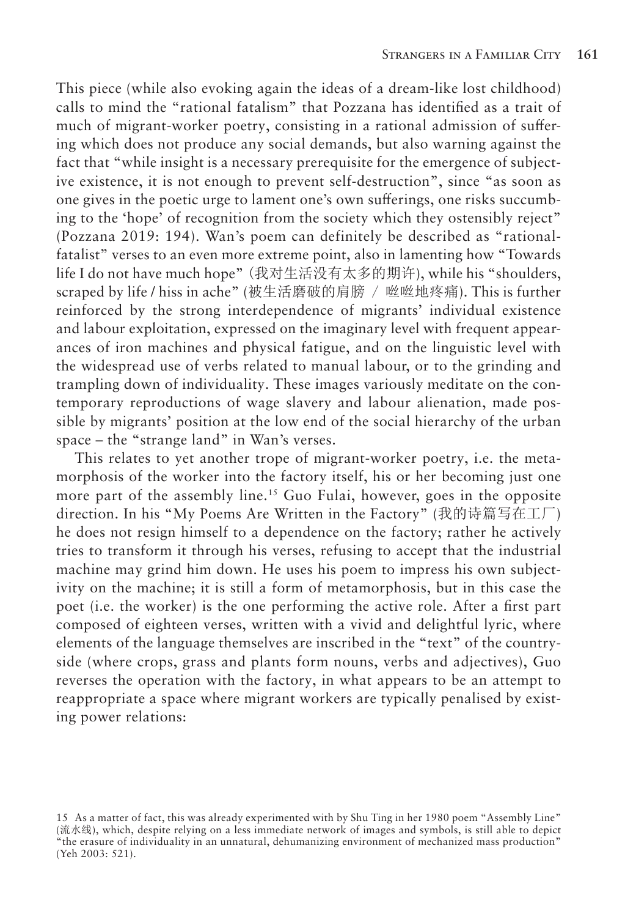This piece (while also evoking again the ideas of a dream-like lost childhood) calls to mind the "rational fatalism" that Pozzana has identified as a trait of much of migrant-worker poetry, consisting in a rational admission of suffering which does not produce any social demands, but also warning against the fact that "while insight is a necessary prerequisite for the emergence of subjective existence, it is not enough to prevent self-destruction", since "as soon as one gives in the poetic urge to lament one's own sufferings, one risks succumbing to the 'hope' of recognition from the society which they ostensibly reject" (Pozzana 2019: 194). Wan's poem can definitely be described as "rational-fatalist" verses to an even more extreme point, also in lamenting how "Towards life I do not have much hope" (我对生活没有太多的期许), while his "shoulders, scraped by life / hiss in ache" (被生活磨破的肩膀 / 咝咝地疼痛). This is further reinforced by the strong interdependence of migrants' individual existence and labour exploitation, expressed on the imaginary level with frequent appearances of iron machines and physical fatigue, and on the linguistic level with the widespread use of verbs related to manual labour, or to the grinding and trampling down of individuality. These images variously meditate on the contemporary reproductions of wage slavery and labour alienation, made possible by migrants' position at the low end of the social hierarchy of the urban space – the "strange land" in Wan's verses.

This relates to yet another trope of migrant-worker poetry, i.e. the metamorphosis of the worker into the factory itself, his or her becoming just one more part of the assembly line.[15] Guo Fulai, however, goes in the opposite direction. In his "My Poems Are Written in the Factory" (我的诗篇写在工厂) he does not resign himself to a dependence on the factory; rather he actively tries to transform it through his verses, refusing to accept that the industrial machine may grind him down. He uses his poem to impress his own subjectivity on the machine; it is still a form of metamorphosis, but in this case the poet (i.e. the worker) is the one performing the active role. After a first part composed of eighteen verses, written with a vivid and delightful lyric, where elements of the language themselves are inscribed in the "text" of the countryside (where crops, grass and plants form nouns, verbs and adjectives), Guo reverses the operation with the factory, in what appears to be an attempt to reappropriate a space where migrant workers are typically penalised by existing power relations:

15 As a matter of fact, this was already experimented with by Shu Ting in her 1980 poem "Assembly Line" (流水线), which, despite relying on a less immediate network of images and symbols, is still able to depict "the erasure of individuality in an unnatural, dehumanizing environment of mechanized mass production" (Yeh 2003: 521).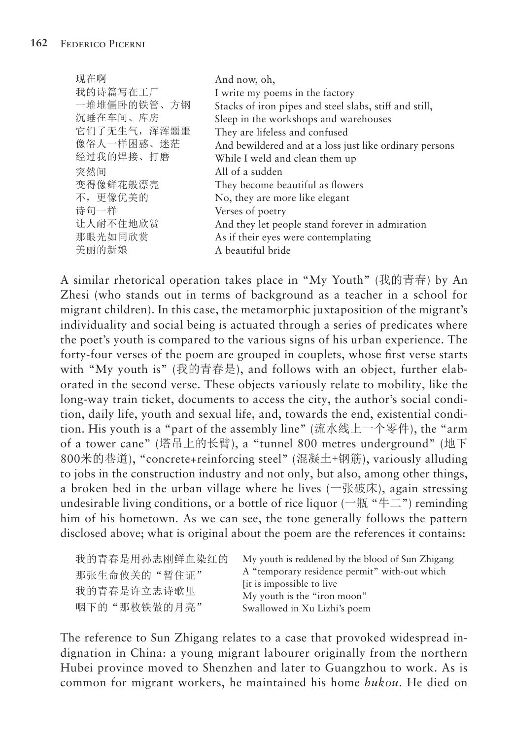| | |
|---|---|
| 现在啊 | And now, oh, |
| 我的诗篇写在工厂 | I write my poems in the factory |
| 一堆堆僵卧的铁管、方钢 | Stacks of iron pipes and steel slabs, stiff and still, |
| 沉睡在车间、库房 | Sleep in the workshops and warehouses |
| 它们了无生气，浑浑噩噩 | They are lifeless and confused |
| 像俗人一样困惑、迷茫 | And bewildered and at a loss just like ordinary persons |
| 经过我的焊接、打磨 | While I weld and clean them up |
| 突然间 | All of a sudden |
| 变得像鲜花般漂亮 | They become beautiful as flowers |
| 不，更像优美的 | No, they are more like elegant |
| 诗句一样 | Verses of poetry |
| 让人耐不住地欣赏 | And they let people stand forever in admiration |
| 那眼光如同欣赏 | As if their eyes were contemplating |
| 美丽的新娘 | A beautiful bride |

A similar rhetorical operation takes place in "My Youth" (我的青春) by An Zhesi (who stands out in terms of background as a teacher in a school for migrant children). In this case, the metamorphic juxtaposition of the migrant's individuality and social being is actuated through a series of predicates where the poet's youth is compared to the various signs of his urban experience. The forty-four verses of the poem are grouped in couplets, whose first verse starts with "My youth is" (我的青春是), and follows with an object, further elaborated in the second verse. These objects variously relate to mobility, like the long-way train ticket, documents to access the city, the author's social condition, daily life, youth and sexual life, and, towards the end, existential condition. His youth is a "part of the assembly line" (流水线上一个零件), the "arm of a tower cane" (塔吊上的长臂), a "tunnel 800 metres underground" (地下800米的巷道), "concrete+reinforcing steel" (混凝土+钢筋), variously alluding to jobs in the construction industry and not only, but also, among other things, a broken bed in the urban village where he lives (一张破床), again stressing undesirable living conditions, or a bottle of rice liquor (一瓶"牛二") reminding him of his hometown. As we can see, the tone generally follows the pattern disclosed above; what is original about the poem are the references it contains:

| | |
|---|---|
| 我的青春是用孙志刚鲜血染红的 | My youth is reddened by the blood of Sun Zhigang |
| 那张生命攸关的"暂住证" | A "temporary residence permit" with-out which [it is impossible to live |
| 我的青春是许立志诗歌里 | My youth is the "iron moon" |
| 咽下的"那枚铁做的月亮" | Swallowed in Xu Lizhi's poem |

The reference to Sun Zhigang relates to a case that provoked widespread indignation in China: a young migrant labourer originally from the northern Hubei province moved to Shenzhen and later to Guangzhou to work. As is common for migrant workers, he maintained his home *hukou*. He died on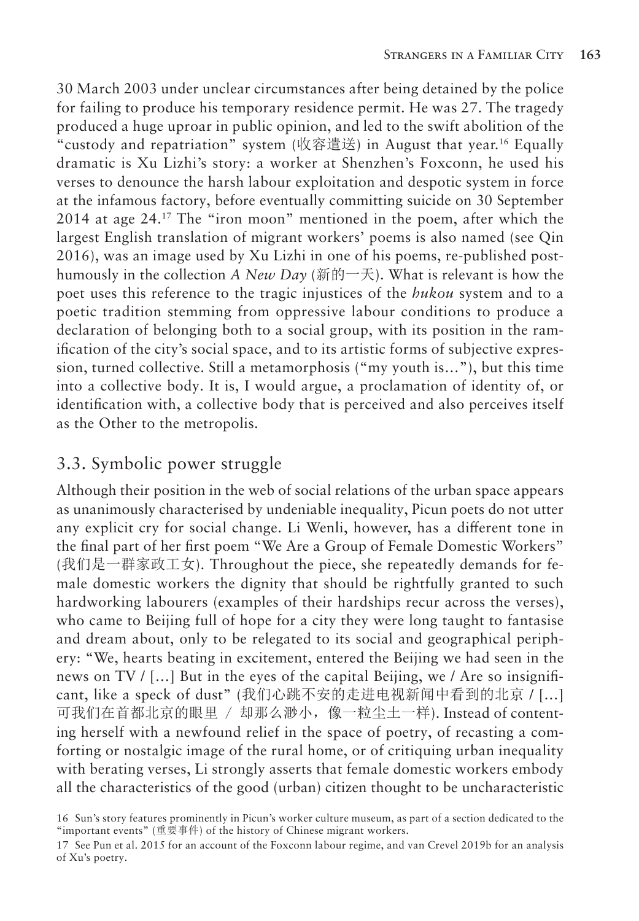30 March 2003 under unclear circumstances after being detained by the police for failing to produce his temporary residence permit. He was 27. The tragedy produced a huge uproar in public opinion, and led to the swift abolition of the "custody and repatriation" system (收容遣送) in August that year.[16] Equally dramatic is Xu Lizhi's story: a worker at Shenzhen's Foxconn, he used his verses to denounce the harsh labour exploitation and despotic system in force at the infamous factory, before eventually committing suicide on 30 September 2014 at age 24.[17] The "iron moon" mentioned in the poem, after which the largest English translation of migrant workers' poems is also named (see Qin 2016), was an image used by Xu Lizhi in one of his poems, re-published posthumously in the collection *A New Day* (新的一天). What is relevant is how the poet uses this reference to the tragic injustices of the *hukou* system and to a poetic tradition stemming from oppressive labour conditions to produce a declaration of belonging both to a social group, with its position in the ramification of the city's social space, and to its artistic forms of subjective expression, turned collective. Still a metamorphosis ("my youth is…"), but this time into a collective body. It is, I would argue, a proclamation of identity of, or identification with, a collective body that is perceived and also perceives itself as the Other to the metropolis.

## 3.3. Symbolic power struggle

Although their position in the web of social relations of the urban space appears as unanimously characterised by undeniable inequality, Picun poets do not utter any explicit cry for social change. Li Wenli, however, has a different tone in the final part of her first poem "We Are a Group of Female Domestic Workers" (我们是一群家政工女). Throughout the piece, she repeatedly demands for female domestic workers the dignity that should be rightfully granted to such hardworking labourers (examples of their hardships recur across the verses), who came to Beijing full of hope for a city they were long taught to fantasise and dream about, only to be relegated to its social and geographical periphery: "We, hearts beating in excitement, entered the Beijing we had seen in the news on TV / […] But in the eyes of the capital Beijing, we / Are so insignificant, like a speck of dust" (我们心跳不安的走进电视新闻中看到的北京 / […] 可我们在首都北京的眼里 / 却那么渺小，像一粒尘土一样). Instead of contenting herself with a newfound relief in the space of poetry, of recasting a comforting or nostalgic image of the rural home, or of critiquing urban inequality with berating verses, Li strongly asserts that female domestic workers embody all the characteristics of the good (urban) citizen thought to be uncharacteristic

16 Sun's story features prominently in Picun's worker culture museum, as part of a section dedicated to the "important events" (重要事件) of the history of Chinese migrant workers.

17 See Pun et al. 2015 for an account of the Foxconn labour regime, and van Crevel 2019b for an analysis of Xu's poetry.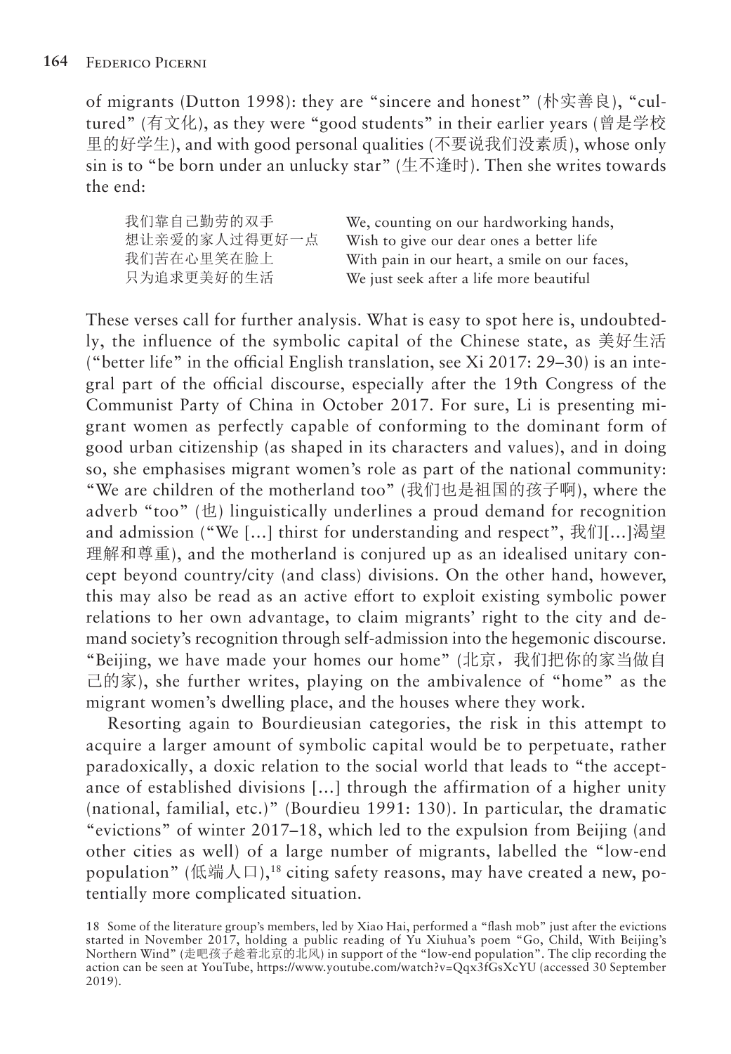of migrants (Dutton 1998): they are "sincere and honest" (朴实善良), "cultured" (有文化), as they were "good students" in their earlier years (曾是学校里的好学生), and with good personal qualities (不要说我们没素质), whose only sin is to "be born under an unlucky star" (生不逢时). Then she writes towards the end:

| | |
|---|---|
| 我们靠自己勤劳的双手 | We, counting on our hardworking hands, |
| 想让亲爱的家人过得更好一点 | Wish to give our dear ones a better life |
| 我们苦在心里笑在脸上 | With pain in our heart, a smile on our faces, |
| 只为追求更美好的生活 | We just seek after a life more beautiful |

These verses call for further analysis. What is easy to spot here is, undoubtedly, the influence of the symbolic capital of the Chinese state, as 美好生活 ("better life" in the official English translation, see Xi 2017: 29–30) is an integral part of the official discourse, especially after the 19th Congress of the Communist Party of China in October 2017. For sure, Li is presenting migrant women as perfectly capable of conforming to the dominant form of good urban citizenship (as shaped in its characters and values), and in doing so, she emphasises migrant women's role as part of the national community: "We are children of the motherland too" (我们也是祖国的孩子啊), where the adverb "too" (也) linguistically underlines a proud demand for recognition and admission ("We […] thirst for understanding and respect", 我们[…]渴望理解和尊重), and the motherland is conjured up as an idealised unitary concept beyond country/city (and class) divisions. On the other hand, however, this may also be read as an active effort to exploit existing symbolic power relations to her own advantage, to claim migrants' right to the city and demand society's recognition through self-admission into the hegemonic discourse. "Beijing, we have made your homes our home" (北京，我们把你的家当做自己的家), she further writes, playing on the ambivalence of "home" as the migrant women's dwelling place, and the houses where they work.

Resorting again to Bourdieusian categories, the risk in this attempt to acquire a larger amount of symbolic capital would be to perpetuate, rather paradoxically, a doxic relation to the social world that leads to "the acceptance of established divisions […] through the affirmation of a higher unity (national, familial, etc.)" (Bourdieu 1991: 130). In particular, the dramatic "evictions" of winter 2017–18, which led to the expulsion from Beijing (and other cities as well) of a large number of migrants, labelled the "low-end population" (低端人口),[18] citing safety reasons, may have created a new, potentially more complicated situation.

18 Some of the literature group's members, led by Xiao Hai, performed a "flash mob" just after the evictions started in November 2017, holding a public reading of Yu Xiuhua's poem "Go, Child, With Beijing's Northern Wind" (走吧孩子趁着北京的北风) in support of the "low-end population". The clip recording the action can be seen at YouTube, https://www.youtube.com/watch?v=Qqx3fGsXcYU (accessed 30 September 2019).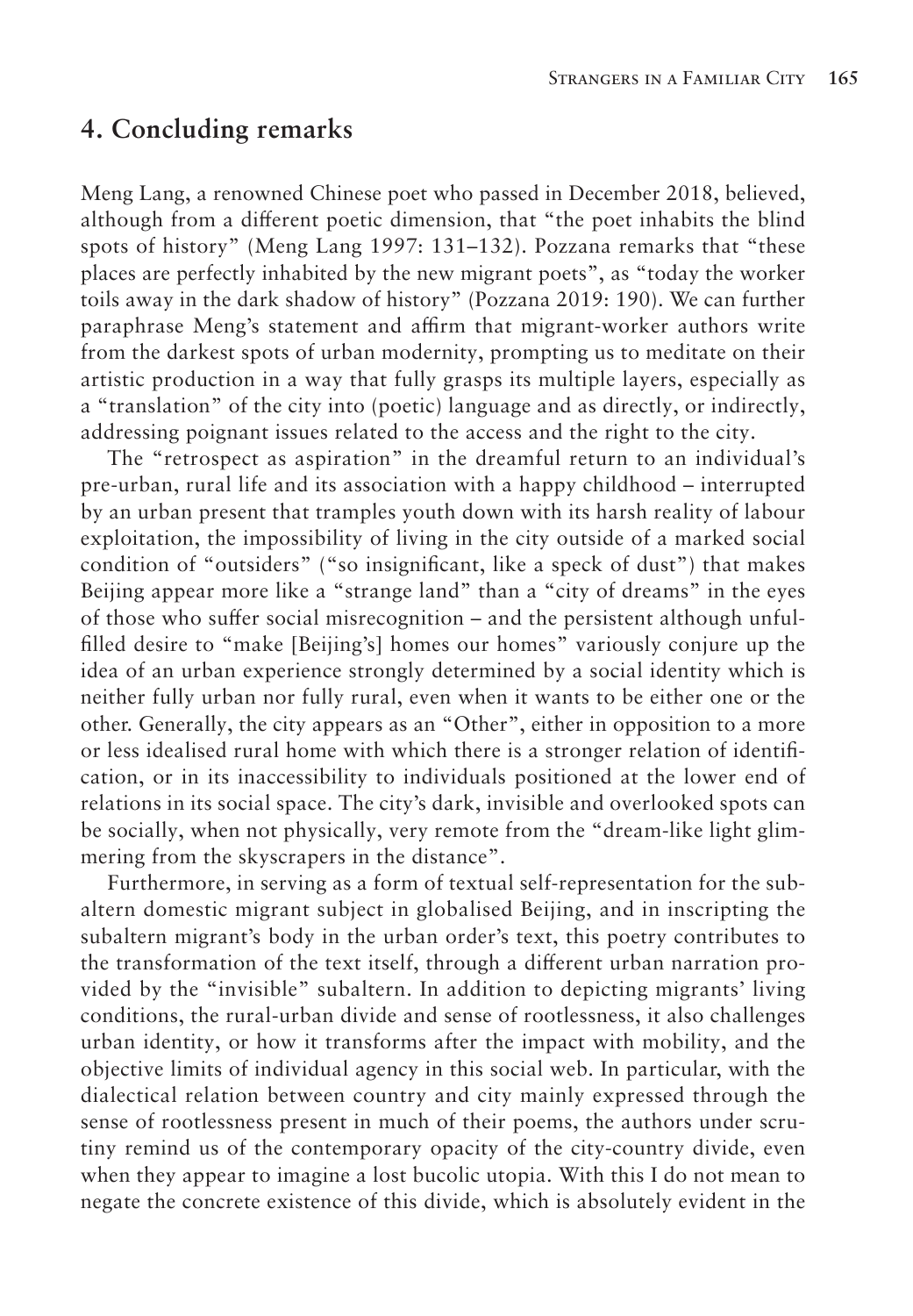## 4. Concluding remarks

Meng Lang, a renowned Chinese poet who passed in December 2018, believed, although from a different poetic dimension, that "the poet inhabits the blind spots of history" (Meng Lang 1997: 131–132). Pozzana remarks that "these places are perfectly inhabited by the new migrant poets", as "today the worker toils away in the dark shadow of history" (Pozzana 2019: 190). We can further paraphrase Meng's statement and affirm that migrant-worker authors write from the darkest spots of urban modernity, prompting us to meditate on their artistic production in a way that fully grasps its multiple layers, especially as a "translation" of the city into (poetic) language and as directly, or indirectly, addressing poignant issues related to the access and the right to the city.

The "retrospect as aspiration" in the dreamful return to an individual's pre-urban, rural life and its association with a happy childhood – interrupted by an urban present that tramples youth down with its harsh reality of labour exploitation, the impossibility of living in the city outside of a marked social condition of "outsiders" ("so insignificant, like a speck of dust") that makes Beijing appear more like a "strange land" than a "city of dreams" in the eyes of those who suffer social misrecognition – and the persistent although unfulfilled desire to "make [Beijing's] homes our homes" variously conjure up the idea of an urban experience strongly determined by a social identity which is neither fully urban nor fully rural, even when it wants to be either one or the other. Generally, the city appears as an "Other", either in opposition to a more or less idealised rural home with which there is a stronger relation of identification, or in its inaccessibility to individuals positioned at the lower end of relations in its social space. The city's dark, invisible and overlooked spots can be socially, when not physically, very remote from the "dream-like light glimmering from the skyscrapers in the distance".

Furthermore, in serving as a form of textual self-representation for the subaltern domestic migrant subject in globalised Beijing, and in inscripting the subaltern migrant's body in the urban order's text, this poetry contributes to the transformation of the text itself, through a different urban narration provided by the "invisible" subaltern. In addition to depicting migrants' living conditions, the rural-urban divide and sense of rootlessness, it also challenges urban identity, or how it transforms after the impact with mobility, and the objective limits of individual agency in this social web. In particular, with the dialectical relation between country and city mainly expressed through the sense of rootlessness present in much of their poems, the authors under scrutiny remind us of the contemporary opacity of the city-country divide, even when they appear to imagine a lost bucolic utopia. With this I do not mean to negate the concrete existence of this divide, which is absolutely evident in the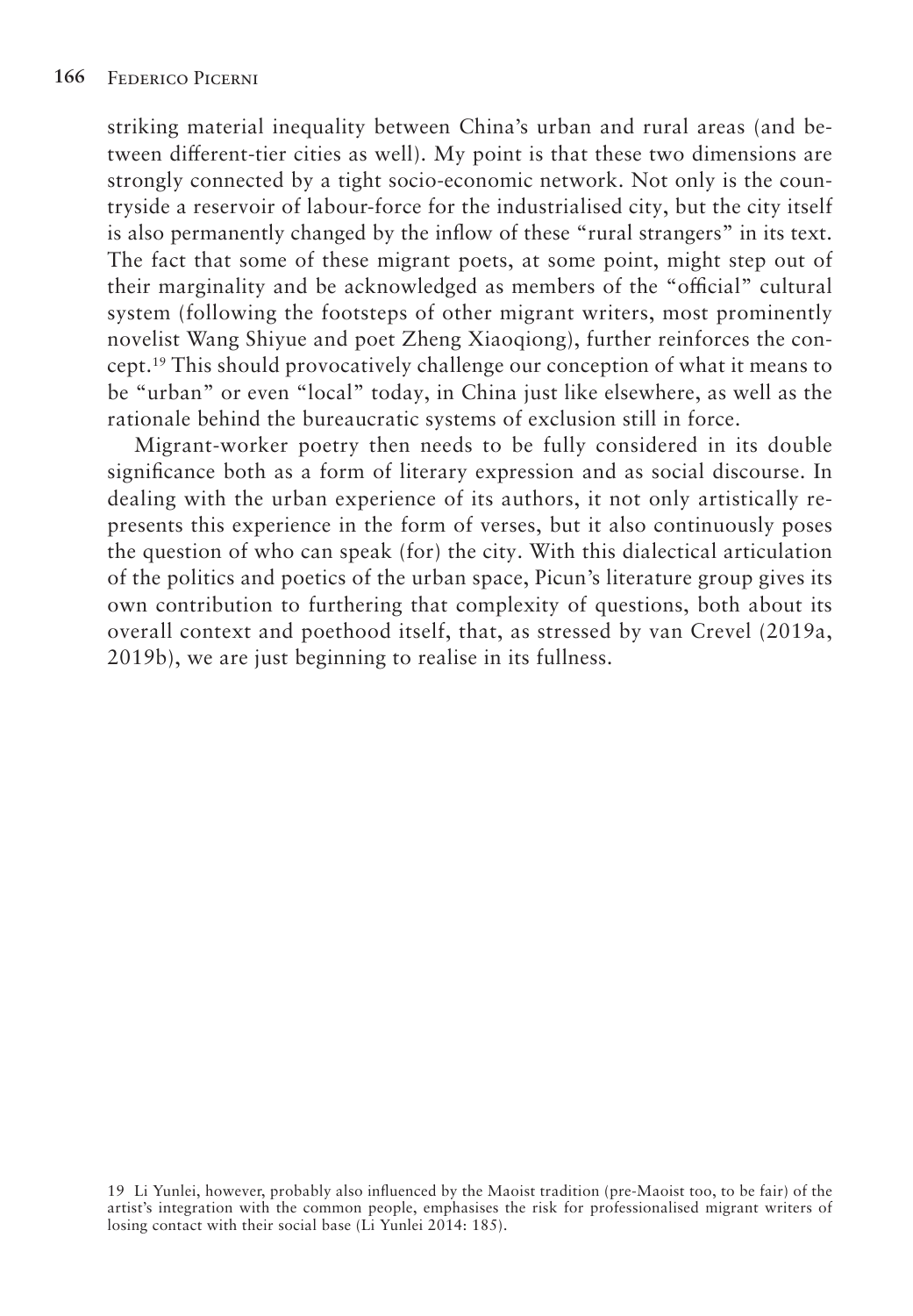striking material inequality between China's urban and rural areas (and between different-tier cities as well). My point is that these two dimensions are strongly connected by a tight socio-economic network. Not only is the countryside a reservoir of labour-force for the industrialised city, but the city itself is also permanently changed by the inflow of these "rural strangers" in its text. The fact that some of these migrant poets, at some point, might step out of their marginality and be acknowledged as members of the "official" cultural system (following the footsteps of other migrant writers, most prominently novelist Wang Shiyue and poet Zheng Xiaoqiong), further reinforces the concept.[19] This should provocatively challenge our conception of what it means to be "urban" or even "local" today, in China just like elsewhere, as well as the rationale behind the bureaucratic systems of exclusion still in force.

Migrant-worker poetry then needs to be fully considered in its double significance both as a form of literary expression and as social discourse. In dealing with the urban experience of its authors, it not only artistically represents this experience in the form of verses, but it also continuously poses the question of who can speak (for) the city. With this dialectical articulation of the politics and poetics of the urban space, Picun's literature group gives its own contribution to furthering that complexity of questions, both about its overall context and poethood itself, that, as stressed by van Crevel (2019a, 2019b), we are just beginning to realise in its fullness.

19 Li Yunlei, however, probably also influenced by the Maoist tradition (pre-Maoist too, to be fair) of the artist's integration with the common people, emphasises the risk for professionalised migrant writers of losing contact with their social base (Li Yunlei 2014: 185).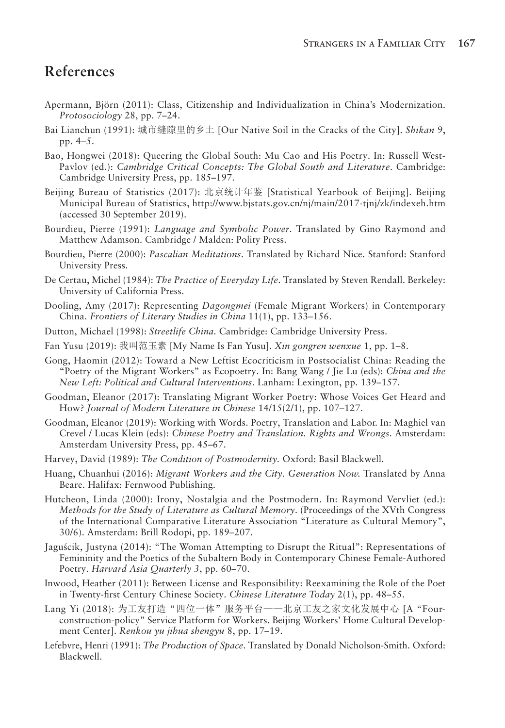## References

Apermann, Björn (2011): Class, Citizenship and Individualization in China's Modernization. *Protosociology* 28, pp. 7–24.

Bai Lianchun (1991): 城市缝隙里的乡土 [Our Native Soil in the Cracks of the City]. *Shikan* 9, pp. 4–5.

Bao, Hongwei (2018): Queering the Global South: Mu Cao and His Poetry. In: Russell West-Pavlov (ed.): *Cambridge Critical Concepts: The Global South and Literature*. Cambridge: Cambridge University Press, pp. 185–197.

Beijing Bureau of Statistics (2017): 北京统计年鉴 [Statistical Yearbook of Beijing]. Beijing Municipal Bureau of Statistics, http://www.bjstats.gov.cn/nj/main/2017-tjnj/zk/indexeh.htm (accessed 30 September 2019).

Bourdieu, Pierre (1991): *Language and Symbolic Power*. Translated by Gino Raymond and Matthew Adamson. Cambridge / Malden: Polity Press.

Bourdieu, Pierre (2000): *Pascalian Meditations*. Translated by Richard Nice. Stanford: Stanford University Press.

De Certau, Michel (1984): *The Practice of Everyday Life*. Translated by Steven Rendall. Berkeley: University of California Press.

Dooling, Amy (2017): Representing *Dagongmei* (Female Migrant Workers) in Contemporary China. *Frontiers of Literary Studies in China* 11(1), pp. 133–156.

Dutton, Michael (1998): *Streetlife China*. Cambridge: Cambridge University Press.

Fan Yusu (2019): 我叫范玉素 [My Name Is Fan Yusu]. *Xin gongren wenxue* 1, pp. 1–8.

Gong, Haomin (2012): Toward a New Leftist Ecocriticism in Postsocialist China: Reading the "Poetry of the Migrant Workers" as Ecopoetry. In: Bang Wang / Jie Lu (eds): *China and the New Left: Political and Cultural Interventions*. Lanham: Lexington, pp. 139–157.

Goodman, Eleanor (2017): Translating Migrant Worker Poetry: Whose Voices Get Heard and How? *Journal of Modern Literature in Chinese* 14/15(2/1), pp. 107–127.

Goodman, Eleanor (2019): Working with Words. Poetry, Translation and Labor. In: Maghiel van Crevel / Lucas Klein (eds): *Chinese Poetry and Translation. Rights and Wrongs*. Amsterdam: Amsterdam University Press, pp. 45–67.

Harvey, David (1989): *The Condition of Postmodernity.* Oxford: Basil Blackwell.

Huang, Chuanhui (2016): *Migrant Workers and the City. Generation Now.* Translated by Anna Beare. Halifax: Fernwood Publishing.

Hutcheon, Linda (2000): Irony, Nostalgia and the Postmodern. In: Raymond Vervliet (ed.): *Methods for the Study of Literature as Cultural Memory*. (Proceedings of the XVth Congress of the International Comparative Literature Association "Literature as Cultural Memory", 30/6). Amsterdam: Brill Rodopi, pp. 189–207.

Jaguścik, Justyna (2014): "The Woman Attempting to Disrupt the Ritual": Representations of Femininity and the Poetics of the Subaltern Body in Contemporary Chinese Female-Authored Poetry. *Harvard Asia Quarterly 3*, pp. 60–70.

Inwood, Heather (2011): Between License and Responsibility: Reexamining the Role of the Poet in Twenty-first Century Chinese Society. *Chinese Literature Today* 2(1), pp. 48–55.

Lang Yi (2018): 为工友打造"四位一体"服务平台——北京工友之家文化发展中心 [A "Four-construction-policy" Service Platform for Workers. Beijing Workers' Home Cultural Development Center]. *Renkou yu jihua shengyu* 8, pp. 17–19.

Lefebvre, Henri (1991): *The Production of Space*. Translated by Donald Nicholson-Smith. Oxford: Blackwell.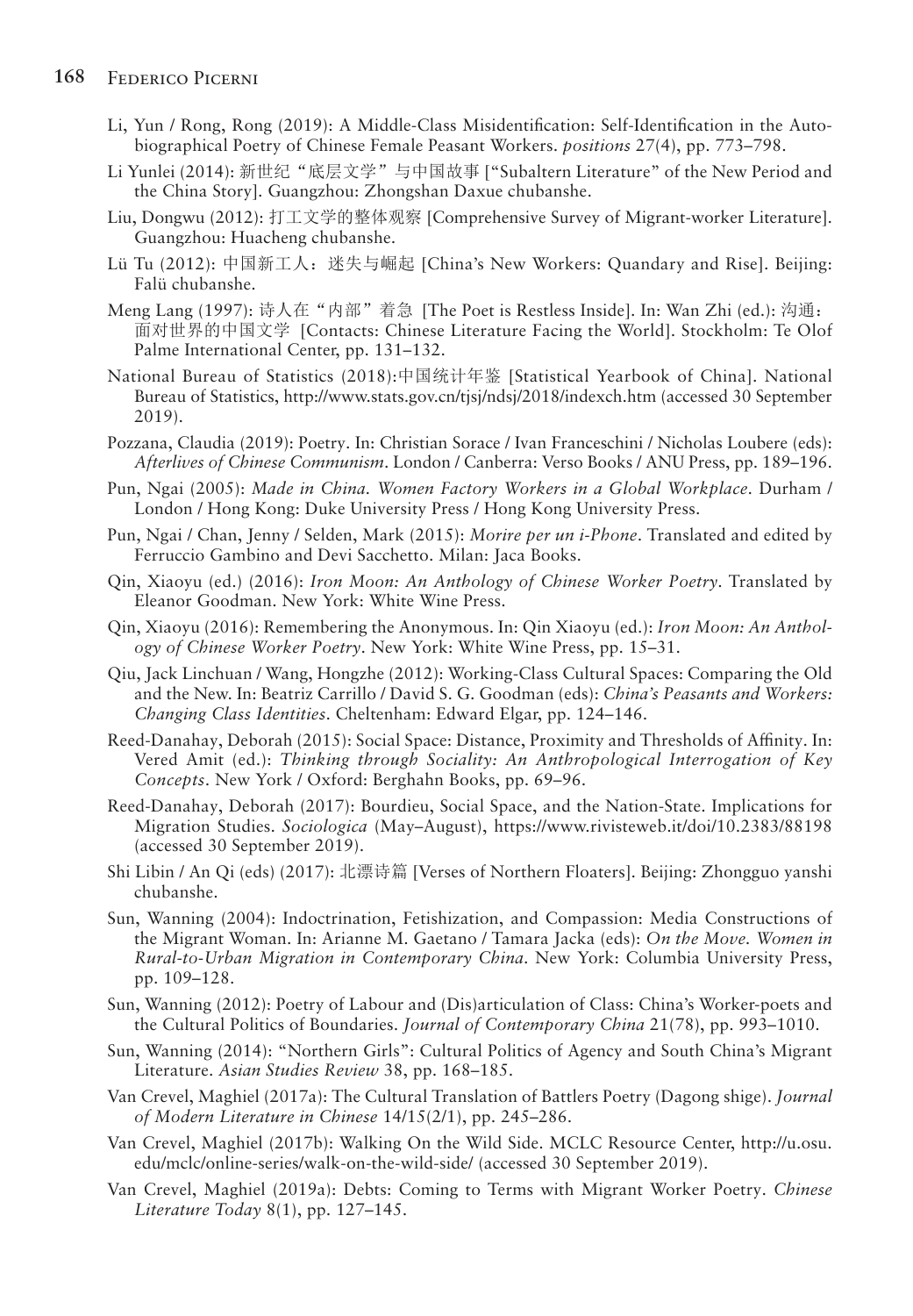Li, Yun / Rong, Rong (2019): A Middle-Class Misidentification: Self-Identification in the Autobiographical Poetry of Chinese Female Peasant Workers. *positions* 27(4), pp. 773–798.

Li Yunlei (2014): 新世纪“底层文学”与中国故事 [“Subaltern Literature” of the New Period and the China Story]. Guangzhou: Zhongshan Daxue chubanshe.

Liu, Dongwu (2012): 打工文学的整体观察 [Comprehensive Survey of Migrant-worker Literature]. Guangzhou: Huacheng chubanshe.

Lü Tu (2012): 中国新工人：迷失与崛起 [China’s New Workers: Quandary and Rise]. Beijing: Falü chubanshe.

Meng Lang (1997): 诗人在“内部”着急 [The Poet is Restless Inside]. In: Wan Zhi (ed.): 沟通：面对世界的中国文学 [Contacts: Chinese Literature Facing the World]. Stockholm: Te Olof Palme International Center, pp. 131–132.

National Bureau of Statistics (2018):中国统计年鉴 [Statistical Yearbook of China]. National Bureau of Statistics, http://www.stats.gov.cn/tjsj/ndsj/2018/indexch.htm (accessed 30 September 2019).

Pozzana, Claudia (2019): Poetry. In: Christian Sorace / Ivan Franceschini / Nicholas Loubere (eds): *Afterlives of Chinese Communism*. London / Canberra: Verso Books / ANU Press, pp. 189–196.

Pun, Ngai (2005): *Made in China. Women Factory Workers in a Global Workplace*. Durham / London / Hong Kong: Duke University Press / Hong Kong University Press.

Pun, Ngai / Chan, Jenny / Selden, Mark (2015): *Morire per un i-Phone*. Translated and edited by Ferruccio Gambino and Devi Sacchetto. Milan: Jaca Books.

Qin, Xiaoyu (ed.) (2016): *Iron Moon: An Anthology of Chinese Worker Poetry*. Translated by Eleanor Goodman. New York: White Wine Press.

Qin, Xiaoyu (2016): Remembering the Anonymous. In: Qin Xiaoyu (ed.): *Iron Moon: An Anthology of Chinese Worker Poetry*. New York: White Wine Press, pp. 15–31.

Qiu, Jack Linchuan / Wang, Hongzhe (2012): Working-Class Cultural Spaces: Comparing the Old and the New. In: Beatriz Carrillo / David S. G. Goodman (eds): *China’s Peasants and Workers: Changing Class Identities*. Cheltenham: Edward Elgar, pp. 124–146.

Reed-Danahay, Deborah (2015): Social Space: Distance, Proximity and Thresholds of Affinity. In: Vered Amit (ed.): *Thinking through Sociality: An Anthropological Interrogation of Key Concepts*. New York / Oxford: Berghahn Books, pp. 69–96.

Reed-Danahay, Deborah (2017): Bourdieu, Social Space, and the Nation-State. Implications for Migration Studies. *Sociologica* (May–August), https://www.rivisteweb.it/doi/10.2383/88198 (accessed 30 September 2019).

Shi Libin / An Qi (eds) (2017): 北漂诗篇 [Verses of Northern Floaters]. Beijing: Zhongguo yanshi chubanshe.

Sun, Wanning (2004): Indoctrination, Fetishization, and Compassion: Media Constructions of the Migrant Woman. In: Arianne M. Gaetano / Tamara Jacka (eds): *On the Move. Women in Rural-to-Urban Migration in Contemporary China*. New York: Columbia University Press, pp. 109–128.

Sun, Wanning (2012): Poetry of Labour and (Dis)articulation of Class: China’s Worker-poets and the Cultural Politics of Boundaries. *Journal of Contemporary China* 21(78), pp. 993–1010.

Sun, Wanning (2014): “Northern Girls”: Cultural Politics of Agency and South China’s Migrant Literature. *Asian Studies Review* 38, pp. 168–185.

Van Crevel, Maghiel (2017a): The Cultural Translation of Battlers Poetry (Dagong shige). *Journal of Modern Literature in Chinese* 14/15(2/1), pp. 245–286.

Van Crevel, Maghiel (2017b): Walking On the Wild Side. MCLC Resource Center, http://u.osu.edu/mclc/online-series/walk-on-the-wild-side/ (accessed 30 September 2019).

Van Crevel, Maghiel (2019a): Debts: Coming to Terms with Migrant Worker Poetry. *Chinese Literature Today* 8(1), pp. 127–145.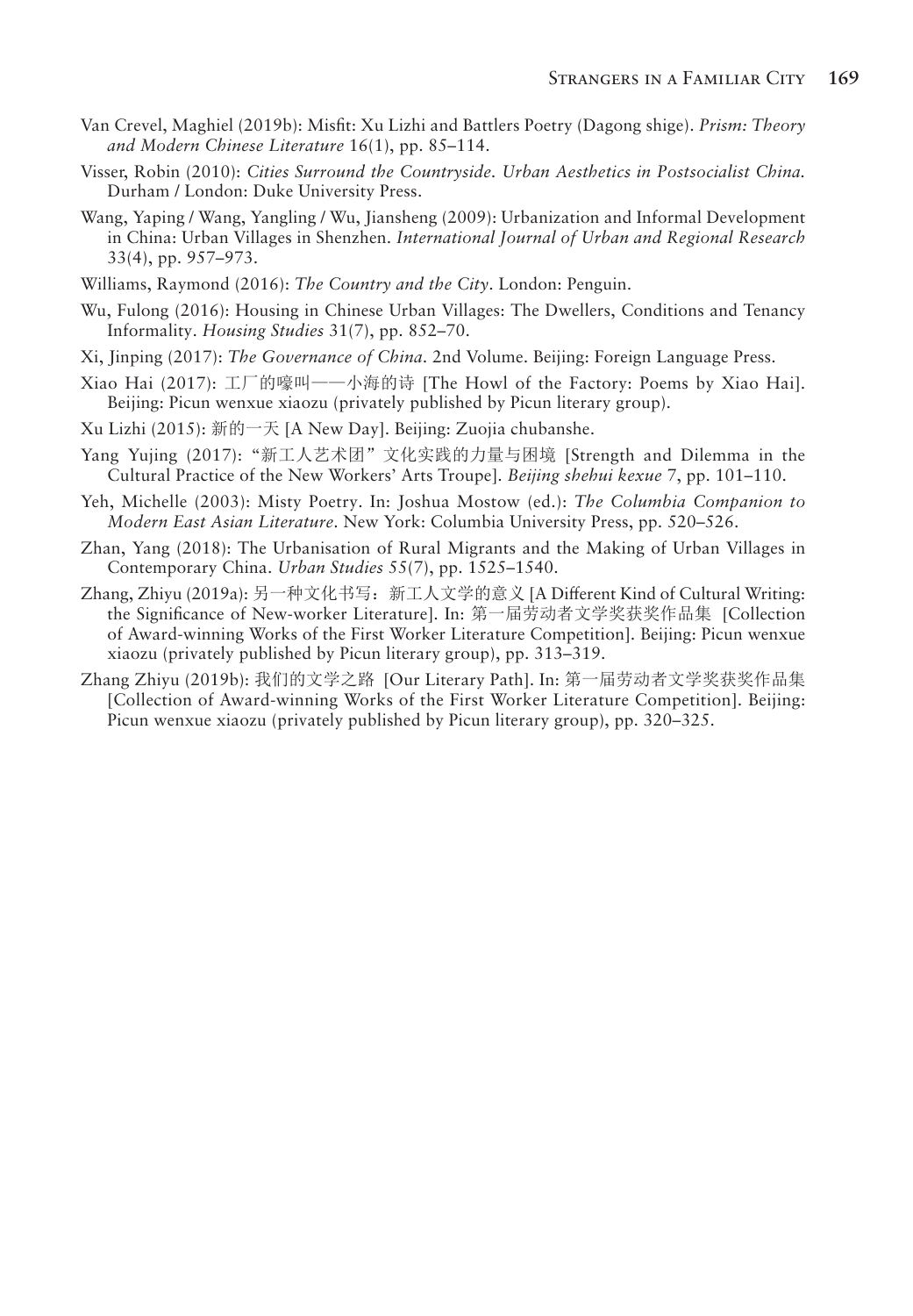Van Crevel, Maghiel (2019b): Misfit: Xu Lizhi and Battlers Poetry (Dagong shige). *Prism: Theory and Modern Chinese Literature* 16(1), pp. 85–114.

Visser, Robin (2010): *Cities Surround the Countryside. Urban Aesthetics in Postsocialist China.* Durham / London: Duke University Press.

Wang, Yaping / Wang, Yangling / Wu, Jiansheng (2009): Urbanization and Informal Development in China: Urban Villages in Shenzhen. *International Journal of Urban and Regional Research* 33(4), pp. 957–973.

Williams, Raymond (2016): *The Country and the City*. London: Penguin.

Wu, Fulong (2016): Housing in Chinese Urban Villages: The Dwellers, Conditions and Tenancy Informality. *Housing Studies* 31(7), pp. 852–70.

Xi, Jinping (2017): *The Governance of China*. 2nd Volume. Beijing: Foreign Language Press.

Xiao Hai (2017): 工厂的嚎叫——小海的诗 [The Howl of the Factory: Poems by Xiao Hai]. Beijing: Picun wenxue xiaozu (privately published by Picun literary group).

Xu Lizhi (2015): 新的一天 [A New Day]. Beijing: Zuojia chubanshe.

Yang Yujing (2017): "新工人艺术团"文化实践的力量与困境 [Strength and Dilemma in the Cultural Practice of the New Workers' Arts Troupe]. *Beijing shehui kexue* 7, pp. 101–110.

Yeh, Michelle (2003): Misty Poetry. In: Joshua Mostow (ed.): *The Columbia Companion to Modern East Asian Literature*. New York: Columbia University Press, pp. 520–526.

Zhan, Yang (2018): The Urbanisation of Rural Migrants and the Making of Urban Villages in Contemporary China. *Urban Studies* 55(7), pp. 1525–1540.

Zhang, Zhiyu (2019a): 另一种文化书写：新工人文学的意义 [A Different Kind of Cultural Writing: the Significance of New-worker Literature]. In: 第一届劳动者文学奖获奖作品集 [Collection of Award-winning Works of the First Worker Literature Competition]. Beijing: Picun wenxue xiaozu (privately published by Picun literary group), pp. 313–319.

Zhang Zhiyu (2019b): 我们的文学之路 [Our Literary Path]. In: 第一届劳动者文学奖获奖作品集 [Collection of Award-winning Works of the First Worker Literature Competition]. Beijing: Picun wenxue xiaozu (privately published by Picun literary group), pp. 320–325.